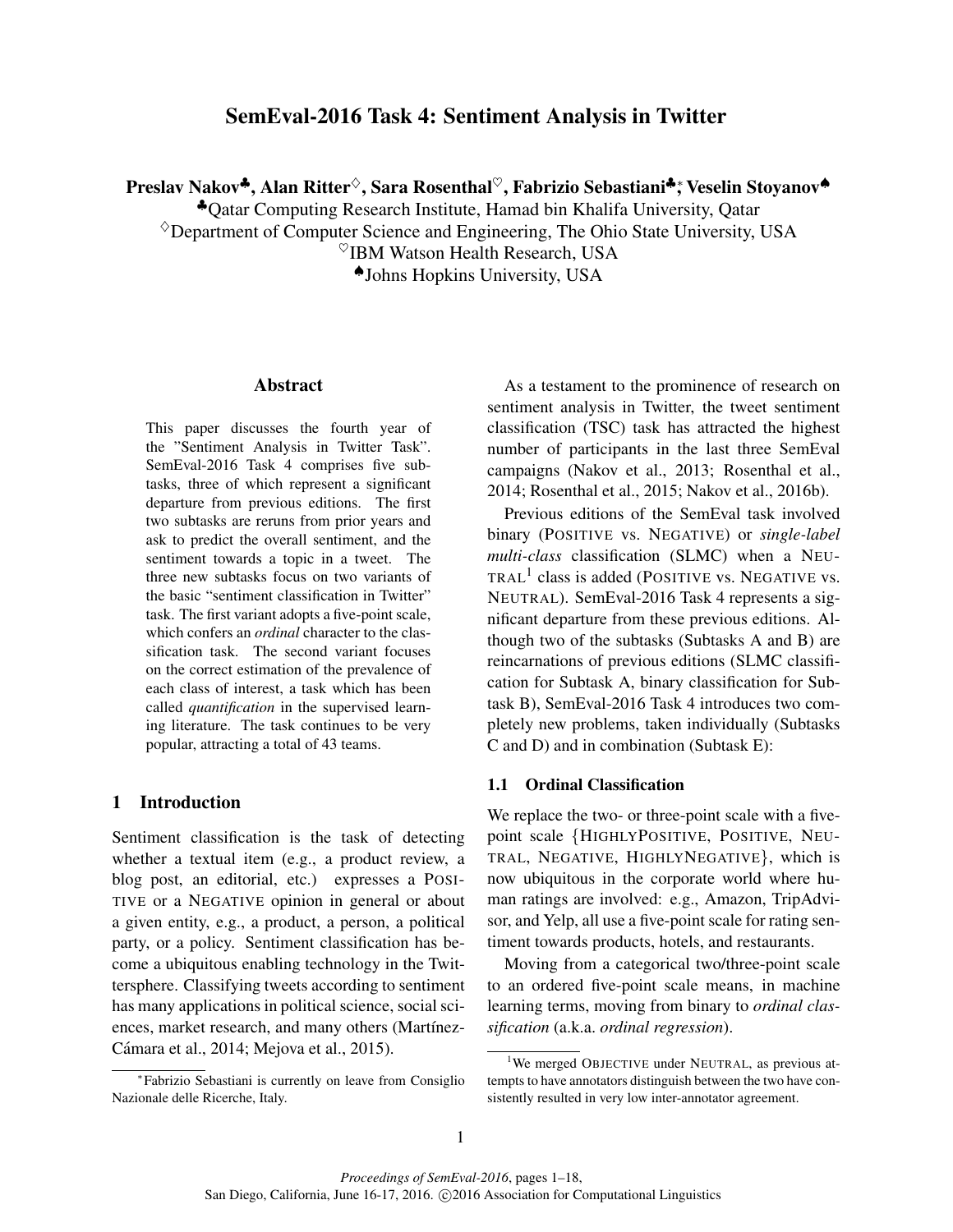# SemEval-2016 Task 4: Sentiment Analysis in Twitter

**Preslav Nakov♣, Alan Ritter♢, Sara Rosenthal♡, Fabrizio Sebastiani♣,[*] Veselin Stoyanov♠**

♣Qatar Computing Research Institute, Hamad bin Khalifa University, Qatar

♢Department of Computer Science and Engineering, The Ohio State University, USA

♡IBM Watson Health Research, USA

♠Johns Hopkins University, USA

## Abstract

This paper discusses the fourth year of the "Sentiment Analysis in Twitter Task". SemEval-2016 Task 4 comprises five subtasks, three of which represent a significant departure from previous editions. The first two subtasks are reruns from prior years and ask to predict the overall sentiment, and the sentiment towards a topic in a tweet. The three new subtasks focus on two variants of the basic "sentiment classification in Twitter" task. The first variant adopts a five-point scale, which confers an *ordinal* character to the classification task. The second variant focuses on the correct estimation of the prevalence of each class of interest, a task which has been called *quantification* in the supervised learning literature. The task continues to be very popular, attracting a total of 43 teams.

## 1 Introduction

Sentiment classification is the task of detecting whether a textual item (e.g., a product review, a blog post, an editorial, etc.) expresses a POSITIVE or a NEGATIVE opinion in general or about a given entity, e.g., a product, a person, a political party, or a policy. Sentiment classification has become a ubiquitous enabling technology in the Twittersphere. Classifying tweets according to sentiment has many applications in political science, social sciences, market research, and many others (Martínez-Cámara et al., 2014; Mejova et al., 2015).

As a testament to the prominence of research on sentiment analysis in Twitter, the tweet sentiment classification (TSC) task has attracted the highest number of participants in the last three SemEval campaigns (Nakov et al., 2013; Rosenthal et al., 2014; Rosenthal et al., 2015; Nakov et al., 2016b).

Previous editions of the SemEval task involved binary (POSITIVE vs. NEGATIVE) or *single-label multi-class* classification (SLMC) when a NEUTRAL[1] class is added (POSITIVE vs. NEGATIVE vs. NEUTRAL). SemEval-2016 Task 4 represents a significant departure from these previous editions. Although two of the subtasks (Subtasks A and B) are reincarnations of previous editions (SLMC classification for Subtask A, binary classification for Subtask B), SemEval-2016 Task 4 introduces two completely new problems, taken individually (Subtasks C and D) and in combination (Subtask E):

### 1.1 Ordinal Classification

We replace the two- or three-point scale with a five-point scale {HIGHLYPOSITIVE, POSITIVE, NEUTRAL, NEGATIVE, HIGHLYNEGATIVE}, which is now ubiquitous in the corporate world where human ratings are involved: e.g., Amazon, TripAdvisor, and Yelp, all use a five-point scale for rating sentiment towards products, hotels, and restaurants.

Moving from a categorical two/three-point scale to an ordered five-point scale means, in machine learning terms, moving from binary to *ordinal classification* (a.k.a. *ordinal regression*).

---

[*] Fabrizio Sebastiani is currently on leave from Consiglio Nazionale delle Ricerche, Italy.

[1] We merged OBJECTIVE under NEUTRAL, as previous attempts to have annotators distinguish between the two have consistently resulted in very low inter-annotator agreement.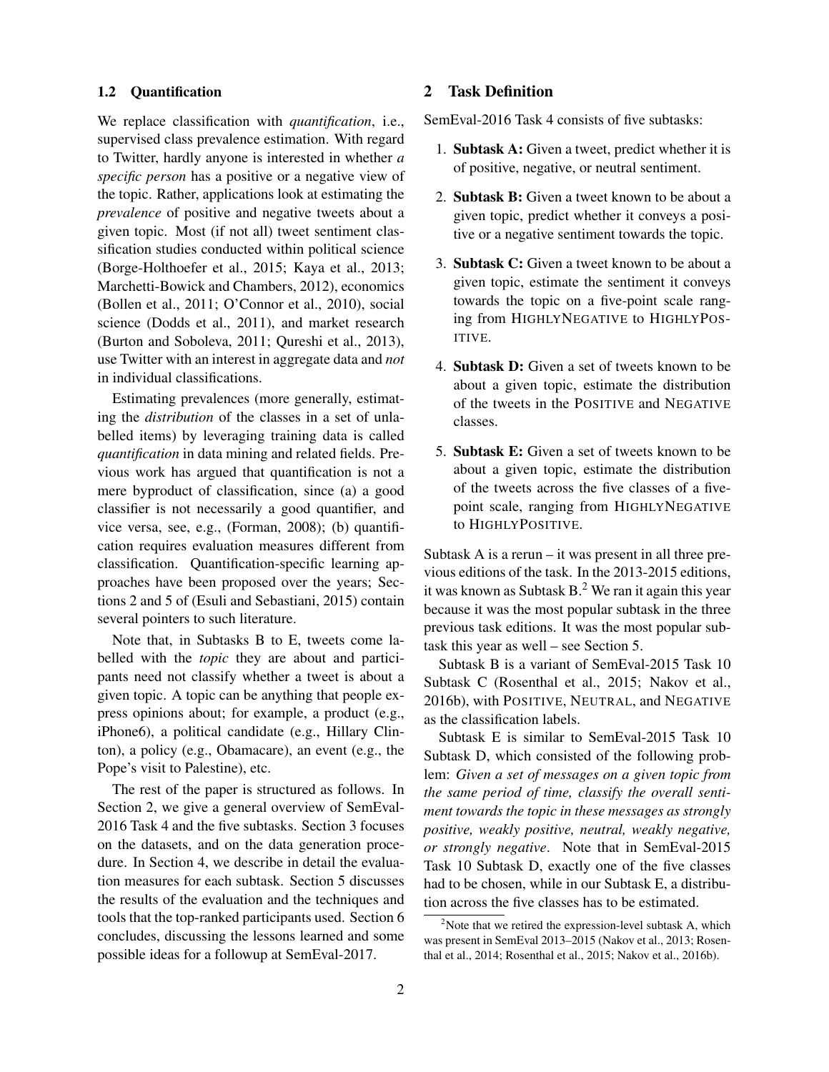### 1.2 Quantification

We replace classification with *quantification*, i.e., supervised class prevalence estimation. With regard to Twitter, hardly anyone is interested in whether *a specific person* has a positive or a negative view of the topic. Rather, applications look at estimating the *prevalence* of positive and negative tweets about a given topic. Most (if not all) tweet sentiment classification studies conducted within political science (Borge-Holthoefer et al., 2015; Kaya et al., 2013; Marchetti-Bowick and Chambers, 2012), economics (Bollen et al., 2011; O'Connor et al., 2010), social science (Dodds et al., 2011), and market research (Burton and Soboleva, 2011; Qureshi et al., 2013), use Twitter with an interest in aggregate data and *not* in individual classifications.

Estimating prevalences (more generally, estimating the *distribution* of the classes in a set of unlabelled items) by leveraging training data is called *quantification* in data mining and related fields. Previous work has argued that quantification is not a mere byproduct of classification, since (a) a good classifier is not necessarily a good quantifier, and vice versa, see, e.g., (Forman, 2008); (b) quantification requires evaluation measures different from classification. Quantification-specific learning approaches have been proposed over the years; Sections 2 and 5 of (Esuli and Sebastiani, 2015) contain several pointers to such literature.

Note that, in Subtasks B to E, tweets come labelled with the *topic* they are about and participants need not classify whether a tweet is about a given topic. A topic can be anything that people express opinions about; for example, a product (e.g., iPhone6), a political candidate (e.g., Hillary Clinton), a policy (e.g., Obamacare), an event (e.g., the Pope's visit to Palestine), etc.

The rest of the paper is structured as follows. In Section 2, we give a general overview of SemEval-2016 Task 4 and the five subtasks. Section 3 focuses on the datasets, and on the data generation procedure. In Section 4, we describe in detail the evaluation measures for each subtask. Section 5 discusses the results of the evaluation and the techniques and tools that the top-ranked participants used. Section 6 concludes, discussing the lessons learned and some possible ideas for a followup at SemEval-2017.

## 2 Task Definition

SemEval-2016 Task 4 consists of five subtasks:

1. **Subtask A:** Given a tweet, predict whether it is of positive, negative, or neutral sentiment.
2. **Subtask B:** Given a tweet known to be about a given topic, predict whether it conveys a positive or a negative sentiment towards the topic.
3. **Subtask C:** Given a tweet known to be about a given topic, estimate the sentiment it conveys towards the topic on a five-point scale ranging from HIGHLYNEGATIVE to HIGHLYPOSITIVE.
4. **Subtask D:** Given a set of tweets known to be about a given topic, estimate the distribution of the tweets in the POSITIVE and NEGATIVE classes.
5. **Subtask E:** Given a set of tweets known to be about a given topic, estimate the distribution of the tweets across the five classes of a five-point scale, ranging from HIGHLYNEGATIVE to HIGHLYPOSITIVE.

Subtask A is a rerun – it was present in all three previous editions of the task. In the 2013-2015 editions, it was known as Subtask B.[2] We ran it again this year because it was the most popular subtask in the three previous task editions. It was the most popular subtask this year as well – see Section 5.

Subtask B is a variant of SemEval-2015 Task 10 Subtask C (Rosenthal et al., 2015; Nakov et al., 2016b), with POSITIVE, NEUTRAL, and NEGATIVE as the classification labels.

Subtask E is similar to SemEval-2015 Task 10 Subtask D, which consisted of the following problem: *Given a set of messages on a given topic from the same period of time, classify the overall sentiment towards the topic in these messages as strongly positive, weakly positive, neutral, weakly negative, or strongly negative*. Note that in SemEval-2015 Task 10 Subtask D, exactly one of the five classes had to be chosen, while in our Subtask E, a distribution across the five classes has to be estimated.

[2]Note that we retired the expression-level subtask A, which was present in SemEval 2013–2015 (Nakov et al., 2013; Rosenthal et al., 2014; Rosenthal et al., 2015; Nakov et al., 2016b).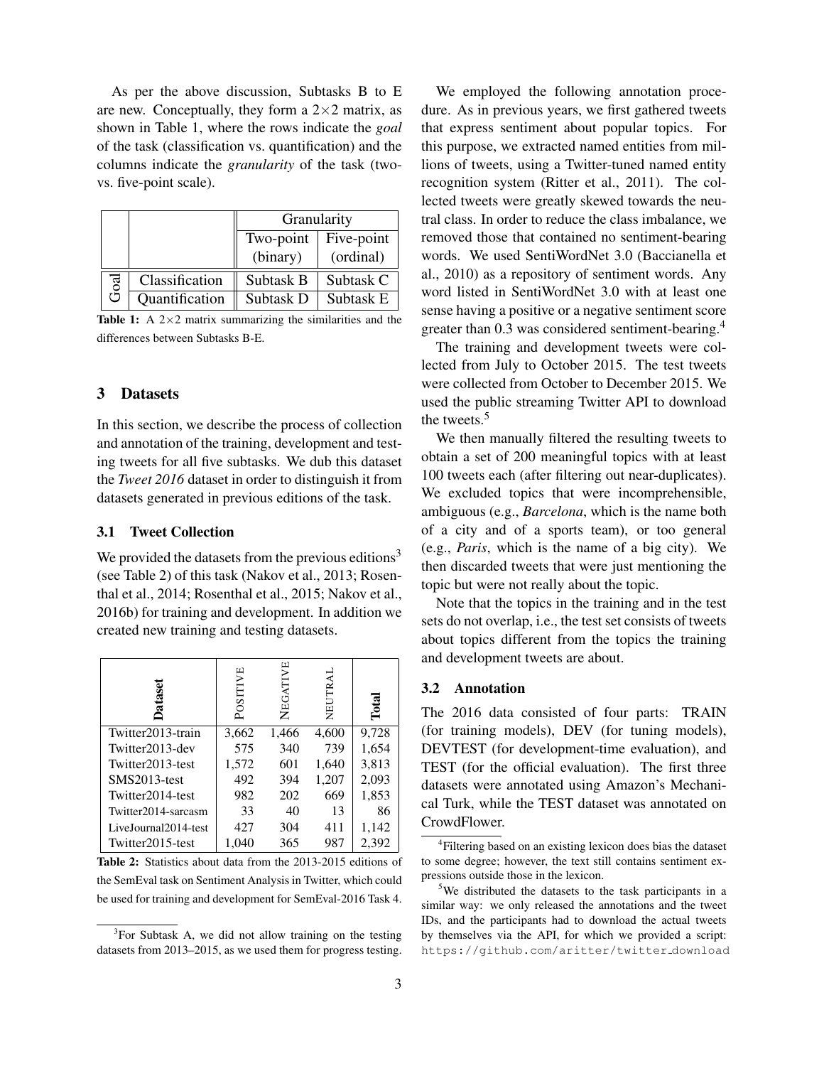As per the above discussion, Subtasks B to E are new. Conceptually, they form a 2×2 matrix, as shown in Table 1, where the rows indicate the *goal* of the task (classification vs. quantification) and the columns indicate the *granularity* of the task (two- vs. five-point scale).

| | | Granularity | |
|---|---|---|---|
| | | Two-point (binary) | Five-point (ordinal) |
| Goal | Classification | Subtask B | Subtask C |
| | Quantification | Subtask D | Subtask E |

**Table 1:** A 2×2 matrix summarizing the similarities and the differences between Subtasks B-E.

## 3 Datasets

In this section, we describe the process of collection and annotation of the training, development and testing tweets for all five subtasks. We dub this dataset the *Tweet 2016* dataset in order to distinguish it from datasets generated in previous editions of the task.

### 3.1 Tweet Collection

We provided the datasets from the previous editions[3] (see Table 2) of this task (Nakov et al., 2013; Rosenthal et al., 2014; Rosenthal et al., 2015; Nakov et al., 2016b) for training and development. In addition we created new training and testing datasets.

| Dataset | Positive | Negative | Neutral | Total |
|---|---|---|---|---|
| Twitter2013-train | 3,662 | 1,466 | 4,600 | 9,728 |
| Twitter2013-dev | 575 | 340 | 739 | 1,654 |
| Twitter2013-test | 1,572 | 601 | 1,640 | 3,813 |
| SMS2013-test | 492 | 394 | 1,207 | 2,093 |
| Twitter2014-test | 982 | 202 | 669 | 1,853 |
| Twitter2014-sarcasm | 33 | 40 | 13 | 86 |
| LiveJournal2014-test | 427 | 304 | 411 | 1,142 |
| Twitter2015-test | 1,040 | 365 | 987 | 2,392 |

**Table 2:** Statistics about data from the 2013-2015 editions of the SemEval task on Sentiment Analysis in Twitter, which could be used for training and development for SemEval-2016 Task 4.

We employed the following annotation procedure. As in previous years, we first gathered tweets that express sentiment about popular topics. For this purpose, we extracted named entities from millions of tweets, using a Twitter-tuned named entity recognition system (Ritter et al., 2011). The collected tweets were greatly skewed towards the neutral class. In order to reduce the class imbalance, we removed those that contained no sentiment-bearing words. We used SentiWordNet 3.0 (Baccianella et al., 2010) as a repository of sentiment words. Any word listed in SentiWordNet 3.0 with at least one sense having a positive or a negative sentiment score greater than 0.3 was considered sentiment-bearing.[4]

The training and development tweets were collected from July to October 2015. The test tweets were collected from October to December 2015. We used the public streaming Twitter API to download the tweets.[5]

We then manually filtered the resulting tweets to obtain a set of 200 meaningful topics with at least 100 tweets each (after filtering out near-duplicates). We excluded topics that were incomprehensible, ambiguous (e.g., *Barcelona*, which is the name both of a city and of a sports team), or too general (e.g., *Paris*, which is the name of a big city). We then discarded tweets that were just mentioning the topic but were not really about the topic.

Note that the topics in the training and in the test sets do not overlap, i.e., the test set consists of tweets about topics different from the topics the training and development tweets are about.

### 3.2 Annotation

The 2016 data consisted of four parts: TRAIN (for training models), DEV (for tuning models), DEVTEST (for development-time evaluation), and TEST (for the official evaluation). The first three datasets were annotated using Amazon's Mechanical Turk, while the TEST dataset was annotated on CrowdFlower.

[3] For Subtask A, we did not allow training on the testing datasets from 2013–2015, as we used them for progress testing.

[4] Filtering based on an existing lexicon does bias the dataset to some degree; however, the text still contains sentiment expressions outside those in the lexicon.

[5] We distributed the datasets to the task participants in a similar way: we only released the annotations and the tweet IDs, and the participants had to download the actual tweets by themselves via the API, for which we provided a script: https://github.com/aritter/twitter_download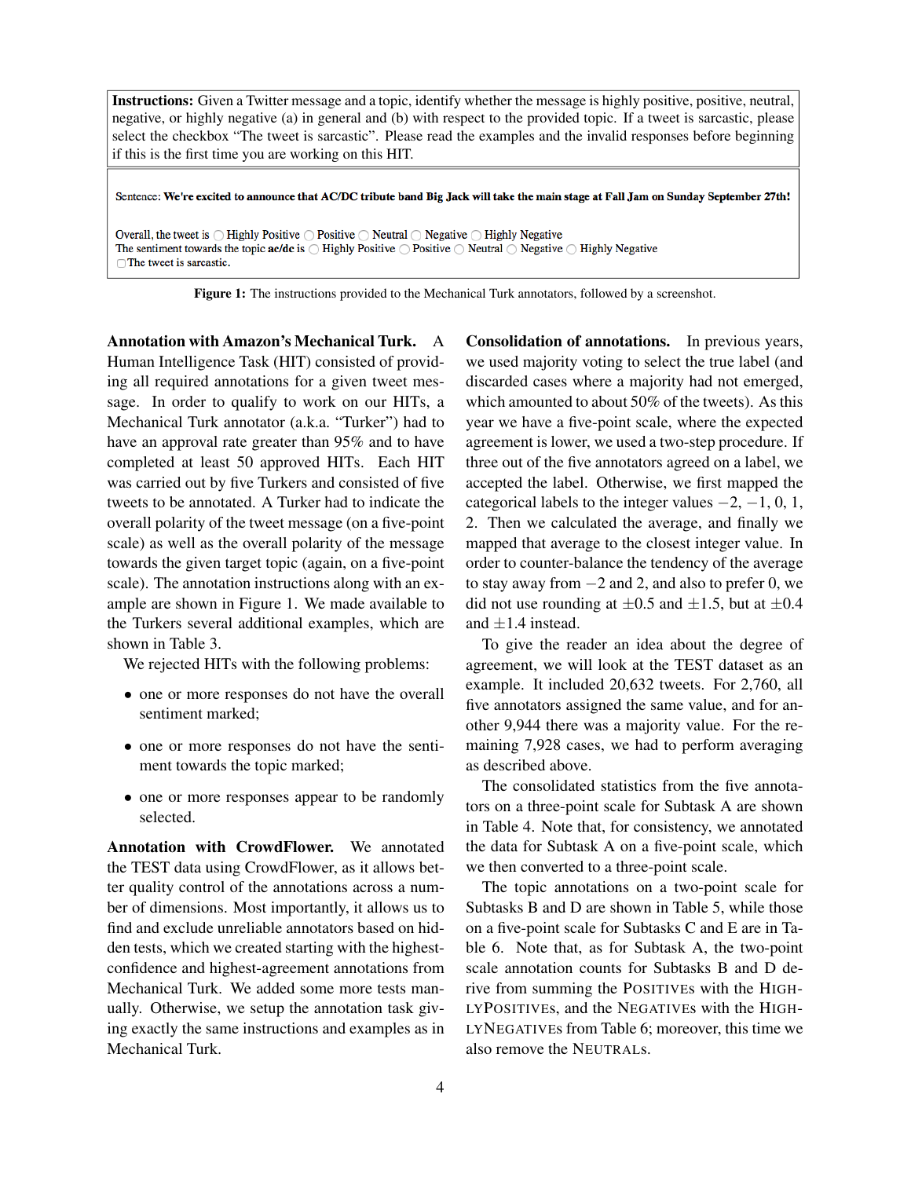**Instructions:** Given a Twitter message and a topic, identify whether the message is highly positive, positive, neutral, negative, or highly negative (a) in general and (b) with respect to the provided topic. If a tweet is sarcastic, please select the checkbox "The tweet is sarcastic". Please read the examples and the invalid responses before beginning if this is the first time you are working on this HIT.

Sentence: **We're excited to announce that AC/DC tribute band Big Jack will take the main stage at Fall Jam on Sunday September 27th!**

Overall, the tweet is ◯ Highly Positive ◯ Positive ◯ Neutral ◯ Negative ◯ Highly Negative
The sentiment towards the topic **ac/dc** is ◯ Highly Positive ◯ Positive ◯ Neutral ◯ Negative ◯ Highly Negative
▢ The tweet is sarcastic.

**Figure 1:** The instructions provided to the Mechanical Turk annotators, followed by a screenshot.

**Annotation with Amazon's Mechanical Turk.** A Human Intelligence Task (HIT) consisted of providing all required annotations for a given tweet message. In order to qualify to work on our HITs, a Mechanical Turk annotator (a.k.a. "Turker") had to have an approval rate greater than 95% and to have completed at least 50 approved HITs. Each HIT was carried out by five Turkers and consisted of five tweets to be annotated. A Turker had to indicate the overall polarity of the tweet message (on a five-point scale) as well as the overall polarity of the message towards the given target topic (again, on a five-point scale). The annotation instructions along with an example are shown in Figure 1. We made available to the Turkers several additional examples, which are shown in Table 3.

We rejected HITs with the following problems:

- one or more responses do not have the overall sentiment marked;
- one or more responses do not have the sentiment towards the topic marked;
- one or more responses appear to be randomly selected.

**Annotation with CrowdFlower.** We annotated the TEST data using CrowdFlower, as it allows better quality control of the annotations across a number of dimensions. Most importantly, it allows us to find and exclude unreliable annotators based on hidden tests, which we created starting with the highest-confidence and highest-agreement annotations from Mechanical Turk. We added some more tests manually. Otherwise, we setup the annotation task giving exactly the same instructions and examples as in Mechanical Turk.

**Consolidation of annotations.** In previous years, we used majority voting to select the true label (and discarded cases where a majority had not emerged, which amounted to about 50% of the tweets). As this year we have a five-point scale, where the expected agreement is lower, we used a two-step procedure. If three out of the five annotators agreed on a label, we accepted the label. Otherwise, we first mapped the categorical labels to the integer values $-2$, $-1$, 0, 1, 2. Then we calculated the average, and finally we mapped that average to the closest integer value. In order to counter-balance the tendency of the average to stay away from $-2$ and 2, and also to prefer 0, we did not use rounding at $\pm 0.5$ and $\pm 1.5$, but at $\pm 0.4$ and $\pm 1.4$ instead.

To give the reader an idea about the degree of agreement, we will look at the TEST dataset as an example. It included 20,632 tweets. For 2,760, all five annotators assigned the same value, and for another 9,944 there was a majority value. For the remaining 7,928 cases, we had to perform averaging as described above.

The consolidated statistics from the five annotators on a three-point scale for Subtask A are shown in Table 4. Note that, for consistency, we annotated the data for Subtask A on a five-point scale, which we then converted to a three-point scale.

The topic annotations on a two-point scale for Subtasks B and D are shown in Table 5, while those on a five-point scale for Subtasks C and E are in Table 6. Note that, as for Subtask A, the two-point scale annotation counts for Subtasks B and D derive from summing the POSITIVEs with the HIGHLYPOSITIVEs, and the NEGATIVEs with the HIGHLYNEGATIVEs from Table 6; moreover, this time we also remove the NEUTRALs.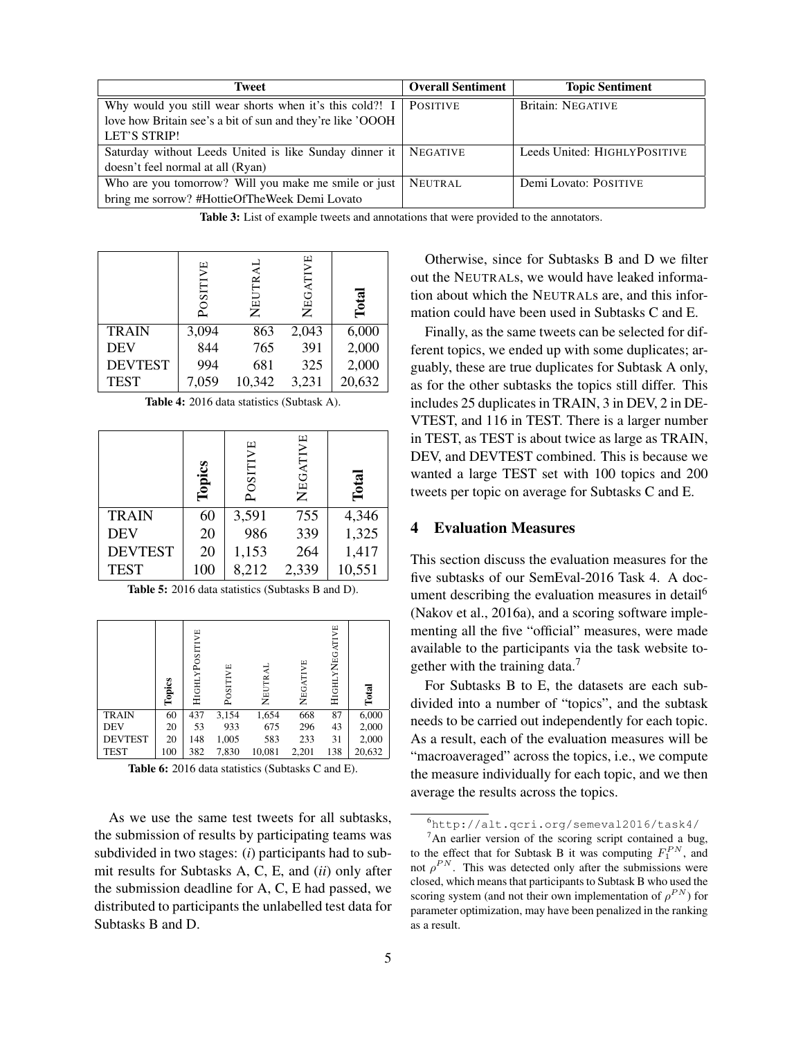| Tweet | Overall Sentiment | Topic Sentiment |
|---|---|---|
| Why would you still wear shorts when it's this cold?! I love how Britain see's a bit of sun and they're like 'OOOH LET'S STRIP! | POSITIVE | Britain: NEGATIVE |
| Saturday without Leeds United is like Sunday dinner it doesn't feel normal at all (Ryan) | NEGATIVE | Leeds United: HIGHLYPOSITIVE |
| Who are you tomorrow? Will you make me smile or just bring me sorrow? #HottieOfTheWeek Demi Lovato | NEUTRAL | Demi Lovato: POSITIVE |

**Table 3:** List of example tweets and annotations that were provided to the annotators.

| | POSITIVE | NEUTRAL | NEGATIVE | **Total** |
|---|---|---|---|---|
| TRAIN | 3,094 | 863 | 2,043 | 6,000 |
| DEV | 844 | 765 | 391 | 2,000 |
| DEVTEST | 994 | 681 | 325 | 2,000 |
| TEST | 7,059 | 10,342 | 3,231 | 20,632 |

**Table 4:** 2016 data statistics (Subtask A).

| | **Topics** | POSITIVE | NEGATIVE | **Total** |
|---|---|---|---|---|
| TRAIN | 60 | 3,591 | 755 | 4,346 |
| DEV | 20 | 986 | 339 | 1,325 |
| DEVTEST | 20 | 1,153 | 264 | 1,417 |
| TEST | 100 | 8,212 | 2,339 | 10,551 |

**Table 5:** 2016 data statistics (Subtasks B and D).

| | **Topics** | HIGHLYPOSITIVE | POSITIVE | NEUTRAL | NEGATIVE | HIGHLYNEGATIVE | **Total** |
|---|---|---|---|---|---|---|---|
| TRAIN | 60 | 437 | 3,154 | 1,654 | 668 | 87 | 6,000 |
| DEV | 20 | 53 | 933 | 675 | 296 | 43 | 2,000 |
| DEVTEST | 20 | 148 | 1,005 | 583 | 233 | 31 | 2,000 |
| TEST | 100 | 382 | 7,830 | 10,081 | 2,201 | 138 | 20,632 |

**Table 6:** 2016 data statistics (Subtasks C and E).

As we use the same test tweets for all subtasks, the submission of results by participating teams was subdivided in two stages: (*i*) participants had to submit results for Subtasks A, C, E, and (*ii*) only after the submission deadline for A, C, E had passed, we distributed to participants the unlabelled test data for Subtasks B and D.

Otherwise, since for Subtasks B and D we filter out the NEUTRALs, we would have leaked information about which the NEUTRALs are, and this information could have been used in Subtasks C and E.

Finally, as the same tweets can be selected for different topics, we ended up with some duplicates; arguably, these are true duplicates for Subtask A only, as for the other subtasks the topics still differ. This includes 25 duplicates in TRAIN, 3 in DEV, 2 in DEVTEST, and 116 in TEST. There is a larger number in TEST, as TEST is about twice as large as TRAIN, DEV, and DEVTEST combined. This is because we wanted a large TEST set with 100 topics and 200 tweets per topic on average for Subtasks C and E.

## 4 Evaluation Measures

This section discuss the evaluation measures for the five subtasks of our SemEval-2016 Task 4. A document describing the evaluation measures in detail[6] (Nakov et al., 2016a), and a scoring software implementing all the five "official" measures, were made available to the participants via the task website together with the training data.[7]

For Subtasks B to E, the datasets are each subdivided into a number of "topics", and the subtask needs to be carried out independently for each topic. As a result, each of the evaluation measures will be "macroaveraged" across the topics, i.e., we compute the measure individually for each topic, and we then average the results across the topics.

[6] http://alt.qcri.org/semeval2016/task4/

[7] An earlier version of the scoring script contained a bug, to the effect that for Subtask B it was computing $F_1^{PN}$, and not $\rho^{PN}$. This was detected only after the submissions were closed, which means that participants to Subtask B who used the scoring system (and not their own implementation of $\rho^{PN}$) for parameter optimization, may have been penalized in the ranking as a result.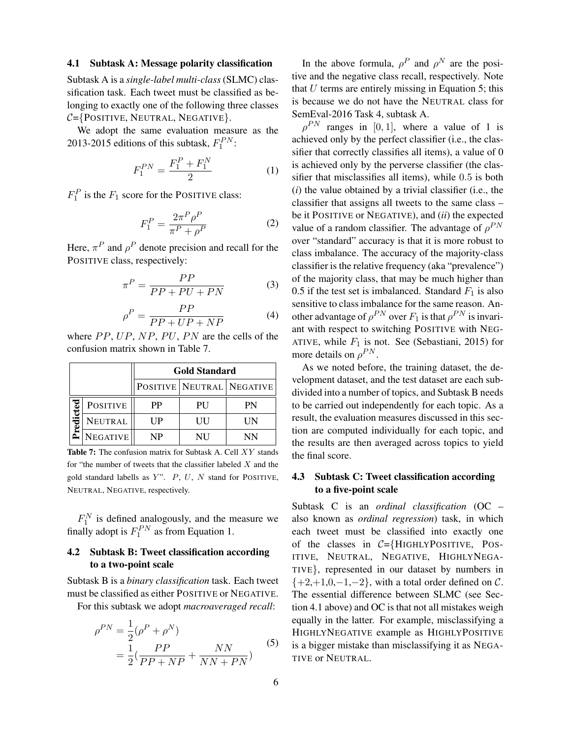### 4.1 Subtask A: Message polarity classification

Subtask A is a *single-label multi-class* (SLMC) classification task. Each tweet must be classified as belonging to exactly one of the following three classes $\mathcal{C}$={POSITIVE, NEUTRAL, NEGATIVE}.

We adopt the same evaluation measure as the 2013-2015 editions of this subtask, $F_1^{PN}$:

$$F_1^{PN} = \frac{F_1^P + F_1^N}{2} \tag{1}$$

$F_1^P$ is the $F_1$ score for the POSITIVE class:

$$F_1^P = \frac{2\pi^P \rho^P}{\pi^P + \rho^P} \tag{2}$$

Here, $\pi^P$ and $\rho^P$ denote precision and recall for the POSITIVE class, respectively:

$$\pi^P = \frac{PP}{PP + PU + PN} \tag{3}$$

$$\rho^P = \frac{PP}{PP + UP + NP} \tag{4}$$

where $PP$, $UP$, $NP$, $PU$, $PN$ are the cells of the confusion matrix shown in Table 7.

| | | Gold Standard | | |
|---|---|---|---|---|
| | | POSITIVE | NEUTRAL | NEGATIVE |
| Predicted | POSITIVE | PP | PU | PN |
| | NEUTRAL | UP | UU | UN |
| | NEGATIVE | NP | NU | NN |

**Table 7:** The confusion matrix for Subtask A. Cell $XY$ stands for "the number of tweets that the classifier labeled $X$ and the gold standard labells as $Y$". $P$, $U$, $N$ stand for POSITIVE, NEUTRAL, NEGATIVE, respectively.

$F_1^N$ is defined analogously, and the measure we finally adopt is $F_1^{PN}$ as from Equation 1.

### 4.2 Subtask B: Tweet classification according to a two-point scale

Subtask B is a *binary classification* task. Each tweet must be classified as either POSITIVE or NEGATIVE.

For this subtask we adopt *macroaveraged recall*:

$$\begin{aligned}\rho^{PN} &= \frac{1}{2}(\rho^P + \rho^N) \\ &= \frac{1}{2}\left(\frac{PP}{PP + NP} + \frac{NN}{NN + PN}\right)\end{aligned} \tag{5}$$

In the above formula, $\rho^P$ and $\rho^N$ are the positive and the negative class recall, respectively. Note that $U$ terms are entirely missing in Equation 5; this is because we do not have the NEUTRAL class for SemEval-2016 Task 4, subtask A.

$\rho^{PN}$ ranges in $[0, 1]$, where a value of 1 is achieved only by the perfect classifier (i.e., the classifier that correctly classifies all items), a value of 0 is achieved only by the perverse classifier (the classifier that misclassifies all items), while $0.5$ is both (*i*) the value obtained by a trivial classifier (i.e., the classifier that assigns all tweets to the same class – be it POSITIVE or NEGATIVE), and (*ii*) the expected value of a random classifier. The advantage of $\rho^{PN}$ over "standard" accuracy is that it is more robust to class imbalance. The accuracy of the majority-class classifier is the relative frequency (aka "prevalence") of the majority class, that may be much higher than 0.5 if the test set is imbalanced. Standard $F_1$ is also sensitive to class imbalance for the same reason. Another advantage of $\rho^{PN}$ over $F_1$ is that $\rho^{PN}$ is invariant with respect to switching POSITIVE with NEGATIVE, while $F_1$ is not. See (Sebastiani, 2015) for more details on $\rho^{PN}$.

As we noted before, the training dataset, the development dataset, and the test dataset are each subdivided into a number of topics, and Subtask B needs to be carried out independently for each topic. As a result, the evaluation measures discussed in this section are computed individually for each topic, and the results are then averaged across topics to yield the final score.

### 4.3 Subtask C: Tweet classification according to a five-point scale

Subtask C is an *ordinal classification* (OC – also known as *ordinal regression*) task, in which each tweet must be classified into exactly one of the classes in $\mathcal{C}$={HIGHLYPOSITIVE, POSITIVE, NEUTRAL, NEGATIVE, HIGHLYNEGATIVE}, represented in our dataset by numbers in $\{+2,+1,0,-1,-2\}$, with a total order defined on $\mathcal{C}$. The essential difference between SLMC (see Section 4.1 above) and OC is that not all mistakes weigh equally in the latter. For example, misclassifying a HIGHLYNEGATIVE example as HIGHLYPOSITIVE is a bigger mistake than misclassifying it as NEGATIVE or NEUTRAL.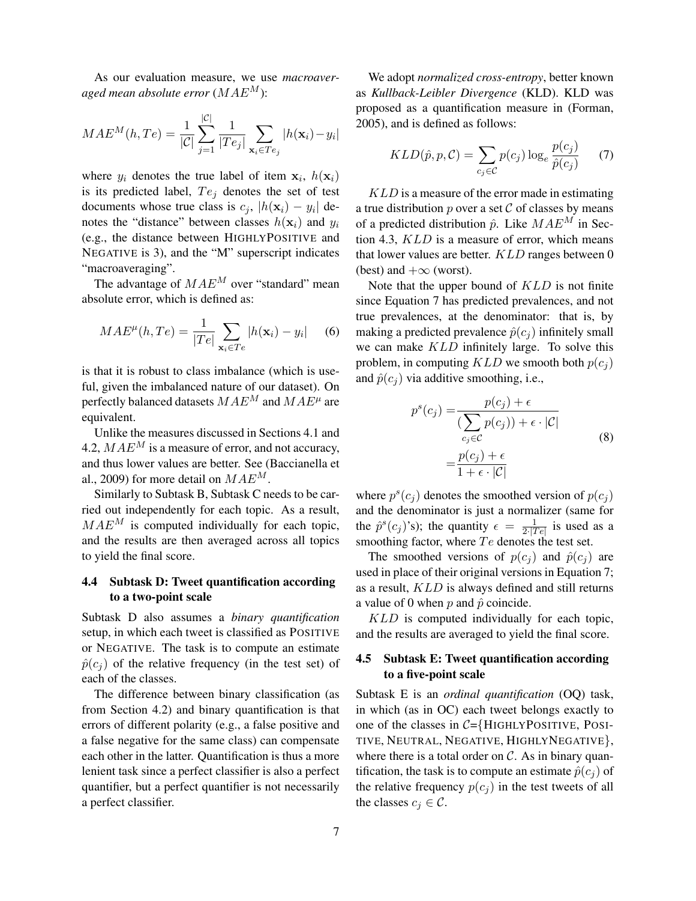As our evaluation measure, we use *macroaveraged mean absolute error* ($MAE^M$):

$$MAE^M(h, Te) = \frac{1}{|\mathcal{C}|} \sum_{j=1}^{|\mathcal{C}|} \frac{1}{|Te_j|} \sum_{\mathbf{x}_i \in Te_j} |h(\mathbf{x}_i) - y_i|$$

where $y_i$ denotes the true label of item $\mathbf{x}_i$, $h(\mathbf{x}_i)$ is its predicted label, $Te_j$ denotes the set of test documents whose true class is $c_j$, $|h(\mathbf{x}_i) - y_i|$ denotes the "distance" between classes $h(\mathbf{x}_i)$ and $y_i$ (e.g., the distance between HIGHLYPOSITIVE and NEGATIVE is 3), and the "M" superscript indicates "macroaveraging".

The advantage of $MAE^M$ over "standard" mean absolute error, which is defined as:

$$MAE^\mu(h, Te) = \frac{1}{|Te|} \sum_{\mathbf{x}_i \in Te} |h(\mathbf{x}_i) - y_i| \quad (6)$$

is that it is robust to class imbalance (which is useful, given the imbalanced nature of our dataset). On perfectly balanced datasets $MAE^M$ and $MAE^\mu$ are equivalent.

Unlike the measures discussed in Sections 4.1 and 4.2, $MAE^M$ is a measure of error, and not accuracy, and thus lower values are better. See (Baccianella et al., 2009) for more detail on $MAE^M$.

Similarly to Subtask B, Subtask C needs to be carried out independently for each topic. As a result, $MAE^M$ is computed individually for each topic, and the results are then averaged across all topics to yield the final score.

### 4.4 Subtask D: Tweet quantification according to a two-point scale

Subtask D also assumes a *binary quantification* setup, in which each tweet is classified as POSITIVE or NEGATIVE. The task is to compute an estimate $\hat{p}(c_j)$ of the relative frequency (in the test set) of each of the classes.

The difference between binary classification (as from Section 4.2) and binary quantification is that errors of different polarity (e.g., a false positive and a false negative for the same class) can compensate each other in the latter. Quantification is thus a more lenient task since a perfect classifier is also a perfect quantifier, but a perfect quantifier is not necessarily a perfect classifier.

We adopt *normalized cross-entropy*, better known as *Kullback-Leibler Divergence* (KLD). KLD was proposed as a quantification measure in (Forman, 2005), and is defined as follows:

$$KLD(\hat{p}, p, \mathcal{C}) = \sum_{c_j \in \mathcal{C}} p(c_j) \log_e \frac{p(c_j)}{\hat{p}(c_j)} \quad (7)$$

$KLD$ is a measure of the error made in estimating a true distribution $p$ over a set $\mathcal{C}$ of classes by means of a predicted distribution $\hat{p}$. Like $MAE^M$ in Section 4.3, $KLD$ is a measure of error, which means that lower values are better. $KLD$ ranges between 0 (best) and $+\infty$ (worst).

Note that the upper bound of $KLD$ is not finite since Equation 7 has predicted prevalences, and not true prevalences, at the denominator: that is, by making a predicted prevalence $\hat{p}(c_j)$ infinitely small we can make $KLD$ infinitely large. To solve this problem, in computing $KLD$ we smooth both $p(c_j)$ and $\hat{p}(c_j)$ via additive smoothing, i.e.,

$$\begin{aligned} p^s(c_j) &= \frac{p(c_j) + \epsilon}{(\sum_{c_j \in \mathcal{C}} p(c_j)) + \epsilon \cdot |\mathcal{C}|} \\ &= \frac{p(c_j) + \epsilon}{1 + \epsilon \cdot |\mathcal{C}|} \end{aligned} \quad (8)$$

where $p^s(c_j)$ denotes the smoothed version of $p(c_j)$ and the denominator is just a normalizer (same for the $\hat{p}^s(c_j)$'s); the quantity $\epsilon = \frac{1}{2 \cdot |Te|}$ is used as a smoothing factor, where $Te$ denotes the test set.

The smoothed versions of $p(c_j)$ and $\hat{p}(c_j)$ are used in place of their original versions in Equation 7; as a result, $KLD$ is always defined and still returns a value of 0 when $p$ and $\hat{p}$ coincide.

$KLD$ is computed individually for each topic, and the results are averaged to yield the final score.

### 4.5 Subtask E: Tweet quantification according to a five-point scale

Subtask E is an *ordinal quantification* (OQ) task, in which (as in OC) each tweet belongs exactly to one of the classes in $\mathcal{C}$={HIGHLYPOSITIVE, POSITIVE, NEUTRAL, NEGATIVE, HIGHLYNEGATIVE}, where there is a total order on $\mathcal{C}$. As in binary quantification, the task is to compute an estimate $\hat{p}(c_j)$ of the relative frequency $p(c_j)$ in the test tweets of all the classes $c_j \in \mathcal{C}$.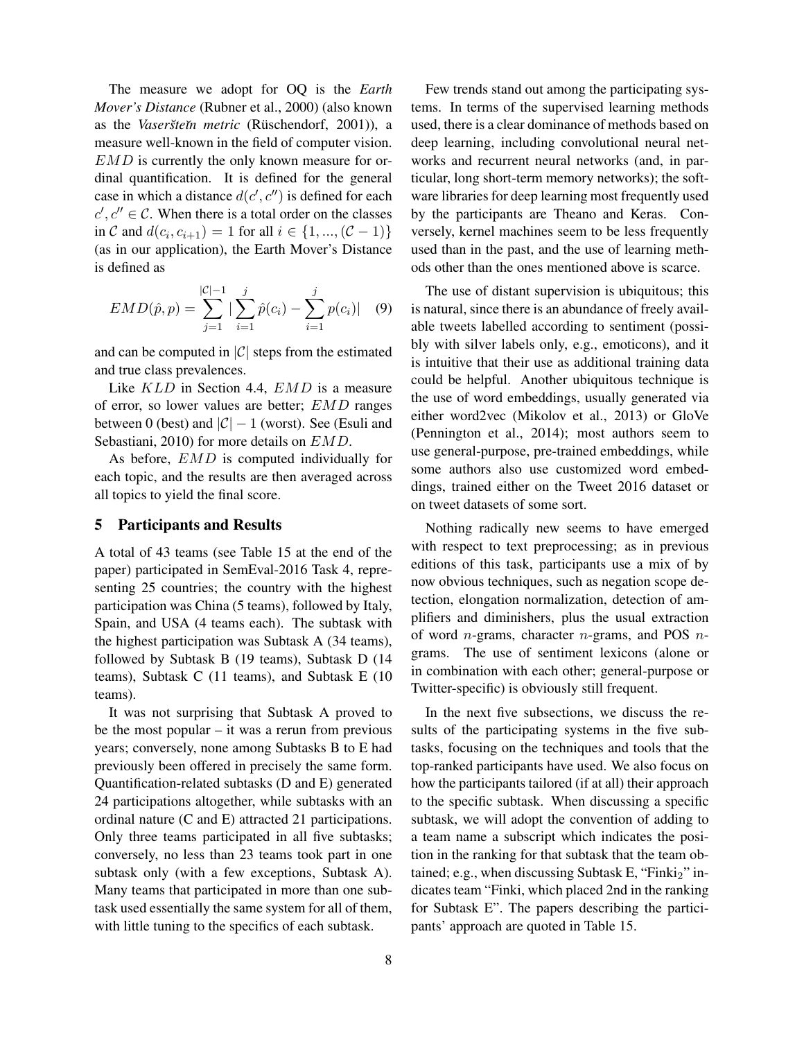The measure we adopt for OQ is the *Earth Mover's Distance* (Rubner et al., 2000) (also known as the *Vaseršteĭn metric* (Rüschendorf, 2001)), a measure well-known in the field of computer vision. $EMD$ is currently the only known measure for ordinal quantification. It is defined for the general case in which a distance $d(c', c'')$ is defined for each $c', c'' \in \mathcal{C}$. When there is a total order on the classes in $\mathcal{C}$ and $d(c_i, c_{i+1}) = 1$ for all $i \in \{1, ..., (\mathcal{C} - 1)\}$ (as in our application), the Earth Mover's Distance is defined as

$$EMD(\hat{p}, p) = \sum_{j=1}^{|\mathcal{C}|-1} |\sum_{i=1}^{j} \hat{p}(c_i) - \sum_{i=1}^{j} p(c_i)| \quad (9)$$

and can be computed in $|\mathcal{C}|$ steps from the estimated and true class prevalences.

Like $KLD$ in Section 4.4, $EMD$ is a measure of error, so lower values are better; $EMD$ ranges between 0 (best) and $|\mathcal{C}| - 1$ (worst). See (Esuli and Sebastiani, 2010) for more details on $EMD$.

As before, $EMD$ is computed individually for each topic, and the results are then averaged across all topics to yield the final score.

## 5 Participants and Results

A total of 43 teams (see Table 15 at the end of the paper) participated in SemEval-2016 Task 4, representing 25 countries; the country with the highest participation was China (5 teams), followed by Italy, Spain, and USA (4 teams each). The subtask with the highest participation was Subtask A (34 teams), followed by Subtask B (19 teams), Subtask D (14 teams), Subtask C (11 teams), and Subtask E (10 teams).

It was not surprising that Subtask A proved to be the most popular – it was a rerun from previous years; conversely, none among Subtasks B to E had previously been offered in precisely the same form. Quantification-related subtasks (D and E) generated 24 participations altogether, while subtasks with an ordinal nature (C and E) attracted 21 participations. Only three teams participated in all five subtasks; conversely, no less than 23 teams took part in one subtask only (with a few exceptions, Subtask A). Many teams that participated in more than one subtask used essentially the same system for all of them, with little tuning to the specifics of each subtask.

Few trends stand out among the participating systems. In terms of the supervised learning methods used, there is a clear dominance of methods based on deep learning, including convolutional neural networks and recurrent neural networks (and, in particular, long short-term memory networks); the software libraries for deep learning most frequently used by the participants are Theano and Keras. Conversely, kernel machines seem to be less frequently used than in the past, and the use of learning methods other than the ones mentioned above is scarce.

The use of distant supervision is ubiquitous; this is natural, since there is an abundance of freely available tweets labelled according to sentiment (possibly with silver labels only, e.g., emoticons), and it is intuitive that their use as additional training data could be helpful. Another ubiquitous technique is the use of word embeddings, usually generated via either word2vec (Mikolov et al., 2013) or GloVe (Pennington et al., 2014); most authors seem to use general-purpose, pre-trained embeddings, while some authors also use customized word embeddings, trained either on the Tweet 2016 dataset or on tweet datasets of some sort.

Nothing radically new seems to have emerged with respect to text preprocessing; as in previous editions of this task, participants use a mix of by now obvious techniques, such as negation scope detection, elongation normalization, detection of amplifiers and diminishers, plus the usual extraction of word $n$-grams, character $n$-grams, and POS $n$-grams. The use of sentiment lexicons (alone or in combination with each other; general-purpose or Twitter-specific) is obviously still frequent.

In the next five subsections, we discuss the results of the participating systems in the five subtasks, focusing on the techniques and tools that the top-ranked participants have used. We also focus on how the participants tailored (if at all) their approach to the specific subtask. When discussing a specific subtask, we will adopt the convention of adding to a team name a subscript which indicates the position in the ranking for that subtask that the team obtained; e.g., when discussing Subtask E, "Finki$_2$" indicates team "Finki, which placed 2nd in the ranking for Subtask E". The papers describing the participants' approach are quoted in Table 15.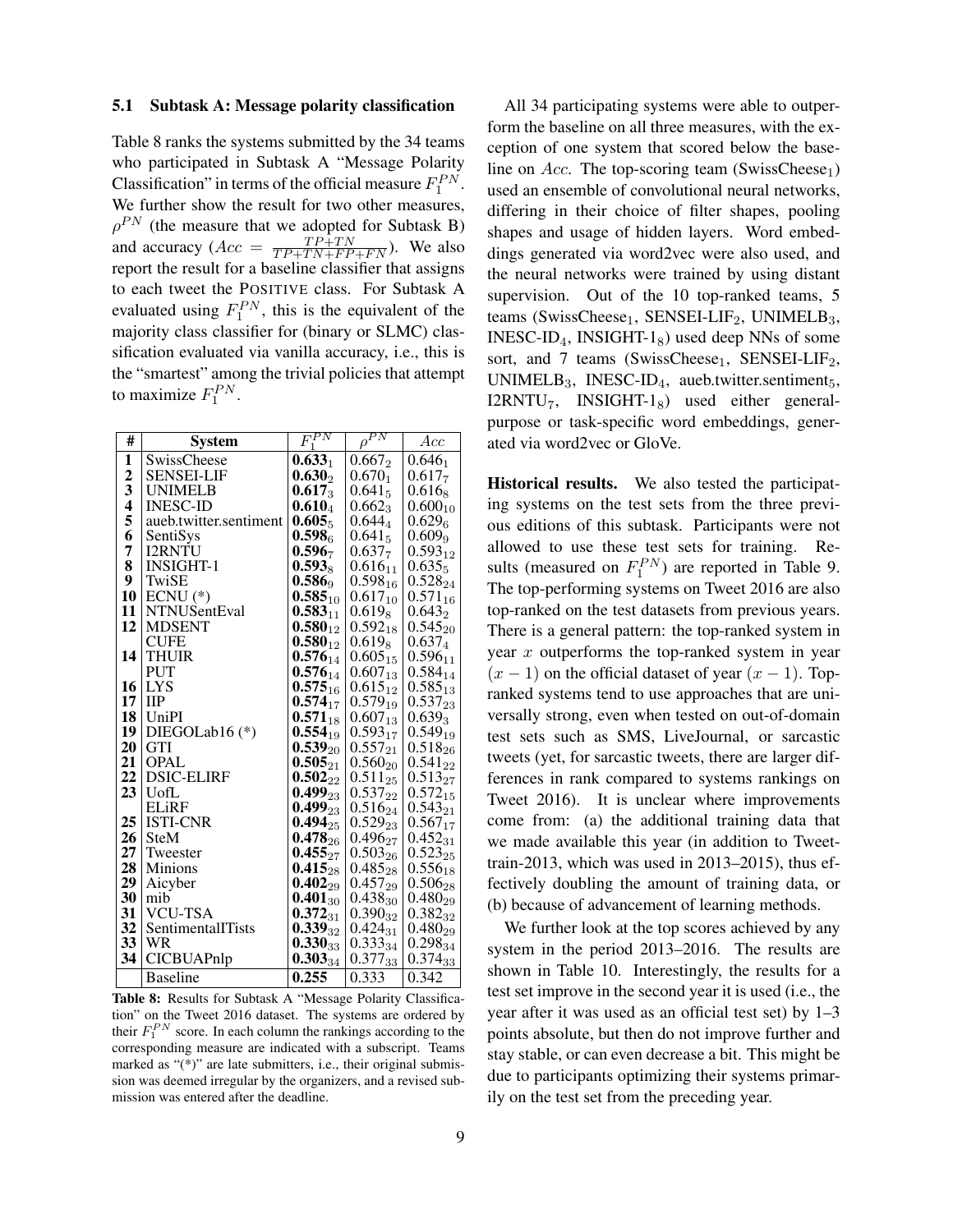### 5.1 Subtask A: Message polarity classification

Table 8 ranks the systems submitted by the 34 teams who participated in Subtask A "Message Polarity Classification" in terms of the official measure $F_1^{PN}$. We further show the result for two other measures, $\rho^{PN}$ (the measure that we adopted for Subtask B) and accuracy ($Acc = \frac{TP+TN}{TP+TN+FP+FN}$). We also report the result for a baseline classifier that assigns to each tweet the POSITIVE class. For Subtask A evaluated using $F_1^{PN}$, this is the equivalent of the majority class classifier for (binary or SLMC) classification evaluated via vanilla accuracy, i.e., this is the "smartest" among the trivial policies that attempt to maximize $F_1^{PN}$.

| # | System | $F_1^{PN}$ | $\rho^{PN}$ | $Acc$ |
|---|---|---|---|---|
| 1 | SwissCheese | **0.633**$_1$ | 0.667$_2$ | 0.646$_1$ |
| 2 | SENSEI-LIF | **0.630**$_2$ | 0.670$_1$ | 0.617$_7$ |
| 3 | UNIMELB | **0.617**$_3$ | 0.641$_5$ | 0.616$_8$ |
| 4 | INESC-ID | **0.610**$_4$ | 0.662$_3$ | 0.600$_{10}$ |
| 5 | aueb.twitter.sentiment | **0.605**$_5$ | 0.644$_4$ | 0.629$_6$ |
| 6 | SentiSys | **0.598**$_6$ | 0.641$_5$ | 0.609$_9$ |
| 7 | I2RNTU | **0.596**$_7$ | 0.637$_7$ | 0.593$_{12}$ |
| 8 | INSIGHT-1 | **0.593**$_8$ | 0.616$_{11}$ | 0.635$_5$ |
| 9 | TwiSE | **0.586**$_9$ | 0.598$_{16}$ | 0.528$_{24}$ |
| 10 | ECNU (*) | **0.585**$_{10}$ | 0.617$_{10}$ | 0.571$_{16}$ |
| 11 | NTNUSentEval | **0.583**$_{11}$ | 0.619$_8$ | 0.643$_2$ |
| 12 | MDSENT | **0.580**$_{12}$ | 0.592$_{18}$ | 0.545$_{20}$ |
|  | CUFE | **0.580**$_{12}$ | 0.619$_8$ | 0.637$_4$ |
| 14 | THUIR | **0.576**$_{14}$ | 0.605$_{15}$ | 0.596$_{11}$ |
|  | PUT | **0.576**$_{14}$ | 0.607$_{13}$ | 0.584$_{14}$ |
| 16 | LYS | **0.575**$_{16}$ | 0.615$_{12}$ | 0.585$_{13}$ |
| 17 | IIP | **0.574**$_{17}$ | 0.579$_{19}$ | 0.537$_{23}$ |
| 18 | UniPI | **0.571**$_{18}$ | 0.607$_{13}$ | 0.639$_3$ |
| 19 | DIEGOLab16 (*) | **0.554**$_{19}$ | 0.593$_{17}$ | 0.549$_{19}$ |
| 20 | GTI | **0.539**$_{20}$ | 0.557$_{21}$ | 0.518$_{26}$ |
| 21 | OPAL | **0.505**$_{21}$ | 0.560$_{20}$ | 0.541$_{22}$ |
| 22 | DSIC-ELIRF | **0.502**$_{22}$ | 0.511$_{25}$ | 0.513$_{27}$ |
| 23 | UofL | **0.499**$_{23}$ | 0.537$_{22}$ | 0.572$_{15}$ |
|  | ELiRF | **0.499**$_{23}$ | 0.516$_{24}$ | 0.543$_{21}$ |
| 25 | ISTI-CNR | **0.494**$_{25}$ | 0.529$_{23}$ | 0.567$_{17}$ |
| 26 | SteM | **0.478**$_{26}$ | 0.496$_{27}$ | 0.452$_{31}$ |
| 27 | Tweester | **0.455**$_{27}$ | 0.503$_{26}$ | 0.523$_{25}$ |
| 28 | Minions | **0.415**$_{28}$ | 0.485$_{28}$ | 0.556$_{18}$ |
| 29 | Aicyber | **0.402**$_{29}$ | 0.457$_{29}$ | 0.506$_{28}$ |
| 30 | mib | **0.401**$_{30}$ | 0.438$_{30}$ | 0.480$_{29}$ |
| 31 | VCU-TSA | **0.372**$_{31}$ | 0.390$_{32}$ | 0.382$_{32}$ |
| 32 | SentimentalITists | **0.339**$_{32}$ | 0.424$_{31}$ | 0.480$_{29}$ |
| 33 | WR | **0.330**$_{33}$ | 0.333$_{34}$ | 0.298$_{34}$ |
| 34 | CICBUAPnlp | **0.303**$_{34}$ | 0.377$_{33}$ | 0.374$_{33}$ |
|  | Baseline | **0.255** | 0.333 | 0.342 |

**Table 8:** Results for Subtask A "Message Polarity Classification" on the Tweet 2016 dataset. The systems are ordered by their $F_1^{PN}$ score. In each column the rankings according to the corresponding measure are indicated with a subscript. Teams marked as "(*)" are late submitters, i.e., their original submission was deemed irregular by the organizers, and a revised submission was entered after the deadline.

All 34 participating systems were able to outperform the baseline on all three measures, with the exception of one system that scored below the baseline on $Acc$. The top-scoring team (SwissCheese$_1$) used an ensemble of convolutional neural networks, differing in their choice of filter shapes, pooling shapes and usage of hidden layers. Word embeddings generated via word2vec were also used, and the neural networks were trained by using distant supervision. Out of the 10 top-ranked teams, 5 teams (SwissCheese$_1$, SENSEI-LIF$_2$, UNIMELB$_3$, INESC-ID$_4$, INSIGHT-1$_8$) used deep NNs of some sort, and 7 teams (SwissCheese$_1$, SENSEI-LIF$_2$, UNIMELB$_3$, INESC-ID$_4$, aueb.twitter.sentiment$_5$, I2RNTU$_7$, INSIGHT-1$_8$) used either general-purpose or task-specific word embeddings, generated via word2vec or GloVe.

**Historical results.** We also tested the participating systems on the test sets from the three previous editions of this subtask. Participants were not allowed to use these test sets for training. Results (measured on $F_1^{PN}$) are reported in Table 9. The top-performing systems on Tweet 2016 are also top-ranked on the test datasets from previous years. There is a general pattern: the top-ranked system in year $x$ outperforms the top-ranked system in year $(x-1)$ on the official dataset of year $(x-1)$. Top-ranked systems tend to use approaches that are universally strong, even when tested on out-of-domain test sets such as SMS, LiveJournal, or sarcastic tweets (yet, for sarcastic tweets, there are larger differences in rank compared to systems rankings on Tweet 2016). It is unclear where improvements come from: (a) the additional training data that we made available this year (in addition to Tweet-train-2013, which was used in 2013–2015), thus effectively doubling the amount of training data, or (b) because of advancement of learning methods.

We further look at the top scores achieved by any system in the period 2013–2016. The results are shown in Table 10. Interestingly, the results for a test set improve in the second year it is used (i.e., the year after it was used as an official test set) by 1–3 points absolute, but then do not improve further and stay stable, or can even decrease a bit. This might be due to participants optimizing their systems primarily on the test set from the preceding year.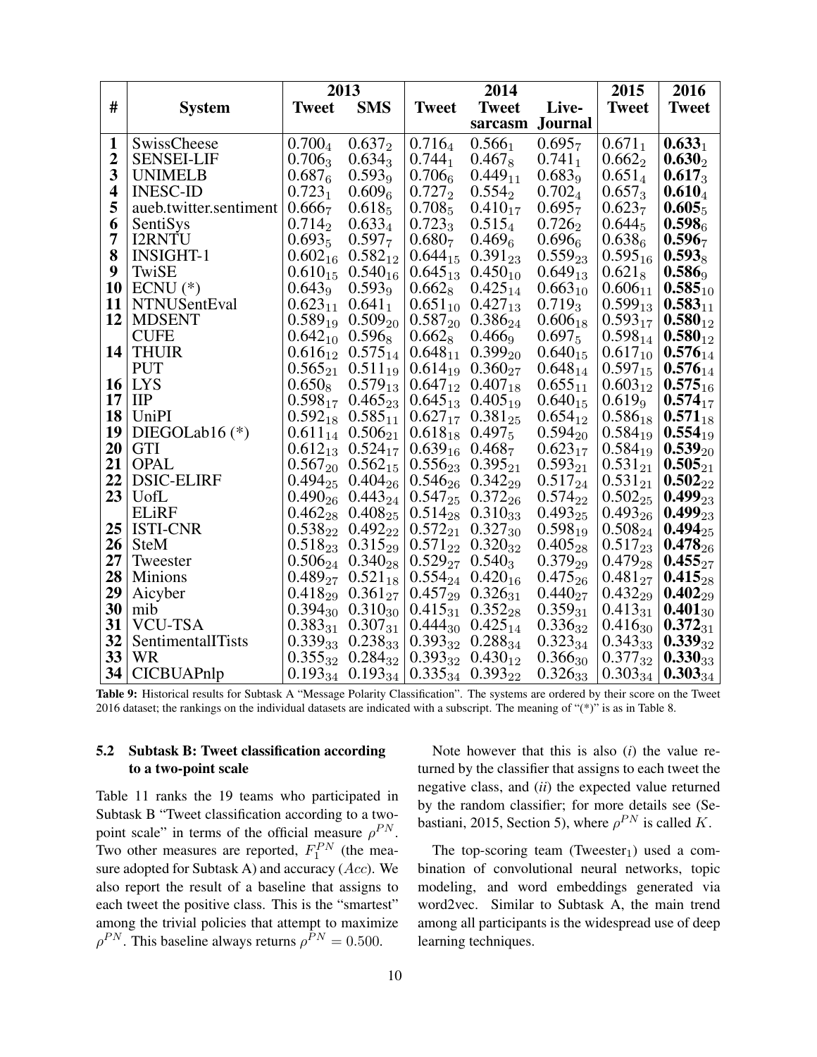| # | System | 2013 Tweet | 2013 SMS | 2014 Tweet | 2014 Tweet sarcasm | 2014 Live-Journal | 2015 Tweet | 2016 Tweet |
|---|---|---|---|---|---|---|---|---|
| 1 | SwissCheese | $0.700_4$ | $0.637_2$ | $0.716_4$ | $0.566_1$ | $0.695_7$ | $0.671_1$ | $\mathbf{0.633}_1$ |
| 2 | SENSEI-LIF | $0.706_3$ | $0.634_3$ | $0.744_1$ | $0.467_8$ | $0.741_1$ | $0.662_2$ | $\mathbf{0.630}_2$ |
| 3 | UNIMELB | $0.687_6$ | $0.593_9$ | $0.706_6$ | $0.449_{11}$ | $0.683_9$ | $0.651_4$ | $\mathbf{0.617}_3$ |
| 4 | INESC-ID | $0.723_1$ | $0.609_6$ | $0.727_2$ | $0.554_2$ | $0.702_4$ | $0.657_3$ | $\mathbf{0.610}_4$ |
| 5 | aueb.twitter.sentiment | $0.666_7$ | $0.618_5$ | $0.708_5$ | $0.410_{17}$ | $0.695_7$ | $0.623_7$ | $\mathbf{0.605}_5$ |
| 6 | SentiSys | $0.714_2$ | $0.633_4$ | $0.723_3$ | $0.515_4$ | $0.726_2$ | $0.644_5$ | $\mathbf{0.598}_6$ |
| 7 | I2RNTU | $0.693_5$ | $0.597_7$ | $0.680_7$ | $0.469_6$ | $0.696_6$ | $0.638_6$ | $\mathbf{0.596}_7$ |
| 8 | INSIGHT-1 | $0.602_{16}$ | $0.582_{12}$ | $0.644_{15}$ | $0.391_{23}$ | $0.559_{23}$ | $0.595_{16}$ | $\mathbf{0.593}_8$ |
| 9 | TwiSE | $0.610_{15}$ | $0.540_{16}$ | $0.645_{13}$ | $0.450_{10}$ | $0.649_{13}$ | $0.621_8$ | $\mathbf{0.586}_9$ |
| 10 | ECNU (*) | $0.643_9$ | $0.593_9$ | $0.662_8$ | $0.425_{14}$ | $0.663_{10}$ | $0.606_{11}$ | $\mathbf{0.585}_{10}$ |
| 11 | NTNUSentEval | $0.623_{11}$ | $0.641_1$ | $0.651_{10}$ | $0.427_{13}$ | $0.719_3$ | $0.599_{13}$ | $\mathbf{0.583}_{11}$ |
| 12 | MDSENT | $0.589_{19}$ | $0.509_{20}$ | $0.587_{20}$ | $0.386_{24}$ | $0.606_{18}$ | $0.593_{17}$ | $\mathbf{0.580}_{12}$ |
| | CUFE | $0.642_{10}$ | $0.596_8$ | $0.662_8$ | $0.466_9$ | $0.697_5$ | $0.598_{14}$ | $\mathbf{0.580}_{12}$ |
| 14 | THUIR | $0.616_{12}$ | $0.575_{14}$ | $0.648_{11}$ | $0.399_{20}$ | $0.640_{15}$ | $0.617_{10}$ | $\mathbf{0.576}_{14}$ |
| | PUT | $0.565_{21}$ | $0.511_{19}$ | $0.614_{19}$ | $0.360_{27}$ | $0.648_{14}$ | $0.597_{15}$ | $\mathbf{0.576}_{14}$ |
| 16 | LYS | $0.650_8$ | $0.579_{13}$ | $0.647_{12}$ | $0.407_{18}$ | $0.655_{11}$ | $0.603_{12}$ | $\mathbf{0.575}_{16}$ |
| 17 | IIP | $0.598_{17}$ | $0.465_{23}$ | $0.645_{13}$ | $0.405_{19}$ | $0.640_{15}$ | $0.619_9$ | $\mathbf{0.574}_{17}$ |
| 18 | UniPI | $0.592_{18}$ | $0.585_{11}$ | $0.627_{17}$ | $0.381_{25}$ | $0.654_{12}$ | $0.586_{18}$ | $\mathbf{0.571}_{18}$ |
| 19 | DIEGOLab16 (*) | $0.611_{14}$ | $0.506_{21}$ | $0.618_{18}$ | $0.497_5$ | $0.594_{20}$ | $0.584_{19}$ | $\mathbf{0.554}_{19}$ |
| 20 | GTI | $0.612_{13}$ | $0.524_{17}$ | $0.639_{16}$ | $0.468_7$ | $0.623_{17}$ | $0.584_{19}$ | $\mathbf{0.539}_{20}$ |
| 21 | OPAL | $0.567_{20}$ | $0.562_{15}$ | $0.556_{23}$ | $0.395_{21}$ | $0.593_{21}$ | $0.531_{21}$ | $\mathbf{0.505}_{21}$ |
| 22 | DSIC-ELIRF | $0.494_{25}$ | $0.404_{26}$ | $0.546_{26}$ | $0.342_{29}$ | $0.517_{24}$ | $0.531_{21}$ | $\mathbf{0.502}_{22}$ |
| 23 | UofL | $0.490_{26}$ | $0.443_{24}$ | $0.547_{25}$ | $0.372_{26}$ | $0.574_{22}$ | $0.502_{25}$ | $\mathbf{0.499}_{23}$ |
| | ELiRF | $0.462_{28}$ | $0.408_{25}$ | $0.514_{28}$ | $0.310_{33}$ | $0.493_{25}$ | $0.493_{26}$ | $\mathbf{0.499}_{23}$ |
| 25 | ISTI-CNR | $0.538_{22}$ | $0.492_{22}$ | $0.572_{21}$ | $0.327_{30}$ | $0.598_{19}$ | $0.508_{24}$ | $\mathbf{0.494}_{25}$ |
| 26 | SteM | $0.518_{23}$ | $0.315_{29}$ | $0.571_{22}$ | $0.320_{32}$ | $0.405_{28}$ | $0.517_{23}$ | $\mathbf{0.478}_{26}$ |
| 27 | Tweester | $0.506_{24}$ | $0.340_{28}$ | $0.529_{27}$ | $0.540_3$ | $0.379_{29}$ | $0.479_{28}$ | $\mathbf{0.455}_{27}$ |
| 28 | Minions | $0.489_{27}$ | $0.521_{18}$ | $0.554_{24}$ | $0.420_{16}$ | $0.475_{26}$ | $0.481_{27}$ | $\mathbf{0.415}_{28}$ |
| 29 | Aicyber | $0.418_{29}$ | $0.361_{27}$ | $0.457_{29}$ | $0.326_{31}$ | $0.440_{27}$ | $0.432_{29}$ | $\mathbf{0.402}_{29}$ |
| 30 | mib | $0.394_{30}$ | $0.310_{30}$ | $0.415_{31}$ | $0.352_{28}$ | $0.359_{31}$ | $0.413_{31}$ | $\mathbf{0.401}_{30}$ |
| 31 | VCU-TSA | $0.383_{31}$ | $0.307_{31}$ | $0.444_{30}$ | $0.425_{14}$ | $0.336_{32}$ | $0.416_{30}$ | $\mathbf{0.372}_{31}$ |
| 32 | SentimentalITists | $0.339_{33}$ | $0.238_{33}$ | $0.393_{32}$ | $0.288_{34}$ | $0.323_{34}$ | $0.343_{33}$ | $\mathbf{0.339}_{32}$ |
| 33 | WR | $0.355_{32}$ | $0.284_{32}$ | $0.393_{32}$ | $0.430_{12}$ | $0.366_{30}$ | $0.377_{32}$ | $\mathbf{0.330}_{33}$ |
| 34 | CICBUAPnlp | $0.193_{34}$ | $0.193_{34}$ | $0.335_{34}$ | $0.393_{22}$ | $0.326_{33}$ | $0.303_{34}$ | $\mathbf{0.303}_{34}$ |

**Table 9:** Historical results for Subtask A "Message Polarity Classification". The systems are ordered by their score on the Tweet 2016 dataset; the rankings on the individual datasets are indicated with a subscript. The meaning of "(*)" is as in Table 8.

### 5.2 Subtask B: Tweet classification according to a two-point scale

Table 11 ranks the 19 teams who participated in Subtask B "Tweet classification according to a two-point scale" in terms of the official measure $\rho^{PN}$. Two other measures are reported, $F_1^{PN}$ (the measure adopted for Subtask A) and accuracy ($Acc$). We also report the result of a baseline that assigns to each tweet the positive class. This is the "smartest" among the trivial policies that attempt to maximize $\rho^{PN}$. This baseline always returns $\rho^{PN} = 0.500$.

Note however that this is also (*i*) the value returned by the classifier that assigns to each tweet the negative class, and (*ii*) the expected value returned by the random classifier; for more details see (Sebastiani, 2015, Section 5), where $\rho^{PN}$ is called $K$.

The top-scoring team (Tweester$_1$) used a combination of convolutional neural networks, topic modeling, and word embeddings generated via word2vec. Similar to Subtask A, the main trend among all participants is the widespread use of deep learning techniques.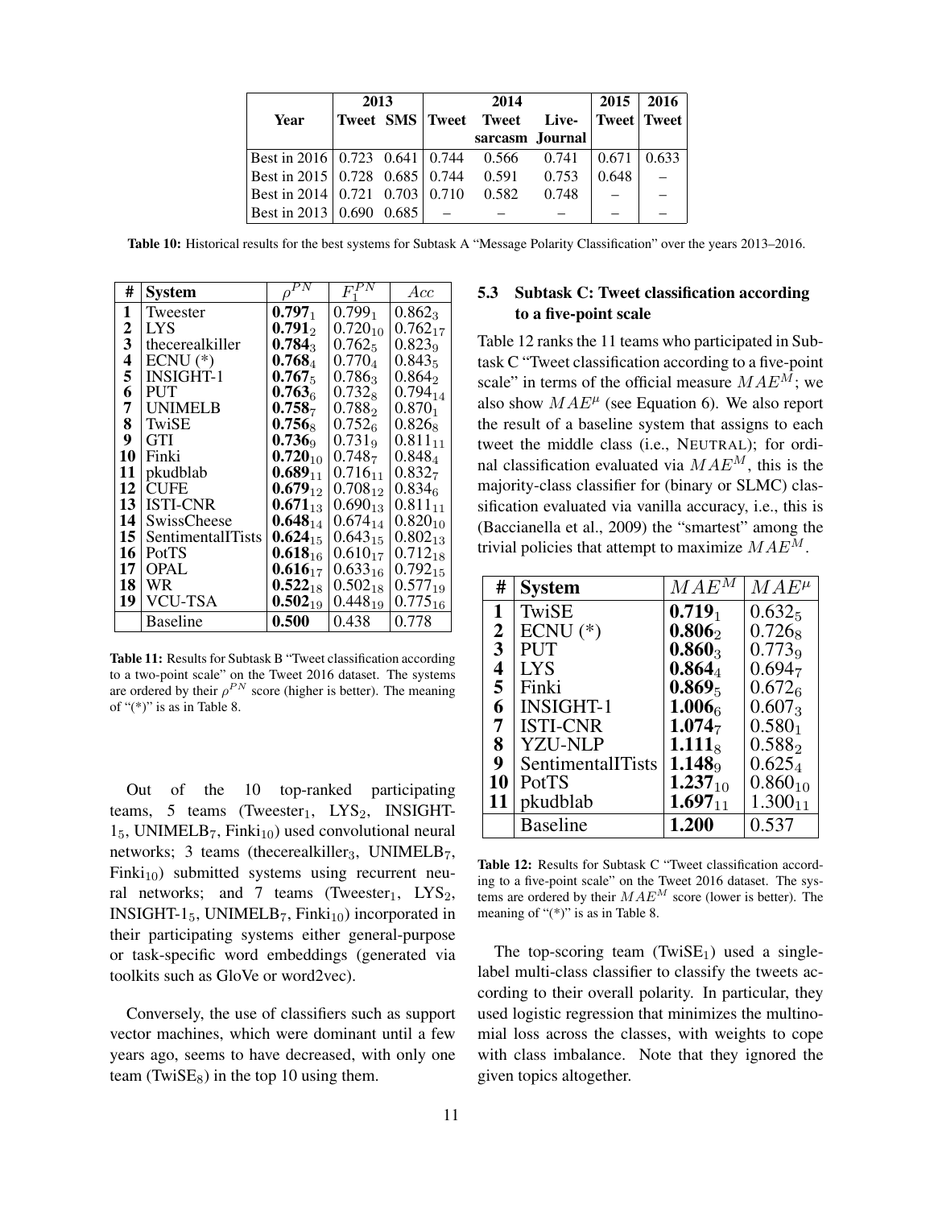| Year | 2013 | | 2014 | | | 2015 | 2016 |
|---|---|---|---|---|---|---|---|
| | Tweet | SMS | Tweet | Tweet sarcasm | Live-Journal | Tweet | Tweet |
| Best in 2016 | 0.723 | 0.641 | 0.744 | 0.566 | 0.741 | 0.671 | 0.633 |
| Best in 2015 | 0.728 | 0.685 | 0.744 | 0.591 | 0.753 | 0.648 | – |
| Best in 2014 | 0.721 | 0.703 | 0.710 | 0.582 | 0.748 | – | – |
| Best in 2013 | 0.690 | 0.685 | – | – | – | – | – |

**Table 10:** Historical results for the best systems for Subtask A "Message Polarity Classification" over the years 2013–2016.

| # | System | $\rho^{PN}$ | $F_1^{PN}$ | $Acc$ |
|---|---|---|---|---|
| 1 | Tweester | $\mathbf{0.797}_1$ | $0.799_1$ | $0.862_3$ |
| 2 | LYS | $\mathbf{0.791}_2$ | $0.720_{10}$ | $0.762_{17}$ |
| 3 | thecerealkiller | $\mathbf{0.784}_3$ | $0.762_5$ | $0.823_9$ |
| 4 | ECNU (*) | $\mathbf{0.768}_4$ | $0.770_4$ | $0.843_5$ |
| 5 | INSIGHT-1 | $\mathbf{0.767}_5$ | $0.786_3$ | $0.864_2$ |
| 6 | PUT | $\mathbf{0.763}_6$ | $0.732_8$ | $0.794_{14}$ |
| 7 | UNIMELB | $\mathbf{0.758}_7$ | $0.788_2$ | $0.870_1$ |
| 8 | TwiSE | $\mathbf{0.756}_8$ | $0.752_6$ | $0.826_8$ |
| 9 | GTI | $\mathbf{0.736}_9$ | $0.731_9$ | $0.811_{11}$ |
| 10 | Finki | $\mathbf{0.720}_{10}$ | $0.748_7$ | $0.848_4$ |
| 11 | pkudblab | $\mathbf{0.689}_{11}$ | $0.716_{11}$ | $0.832_7$ |
| 12 | CUFE | $\mathbf{0.679}_{12}$ | $0.708_{12}$ | $0.834_6$ |
| 13 | ISTI-CNR | $\mathbf{0.671}_{13}$ | $0.690_{13}$ | $0.811_{11}$ |
| 14 | SwissCheese | $\mathbf{0.648}_{14}$ | $0.674_{14}$ | $0.820_{10}$ |
| 15 | SentimentalITists | $\mathbf{0.624}_{15}$ | $0.643_{15}$ | $0.802_{13}$ |
| 16 | PotTS | $\mathbf{0.618}_{16}$ | $0.610_{17}$ | $0.712_{18}$ |
| 17 | OPAL | $\mathbf{0.616}_{17}$ | $0.633_{16}$ | $0.792_{15}$ |
| 18 | WR | $\mathbf{0.522}_{18}$ | $0.502_{18}$ | $0.577_{19}$ |
| 19 | VCU-TSA | $\mathbf{0.502}_{19}$ | $0.448_{19}$ | $0.775_{16}$ |
| | Baseline | **0.500** | 0.438 | 0.778 |

**Table 11:** Results for Subtask B "Tweet classification according to a two-point scale" on the Tweet 2016 dataset. The systems are ordered by their $\rho^{PN}$ score (higher is better). The meaning of "(*)" is as in Table 8.

Out of the 10 top-ranked participating teams, 5 teams (Tweester$_1$, LYS$_2$, INSIGHT-1$_5$, UNIMELB$_7$, Finki$_{10}$) used convolutional neural networks; 3 teams (thecerealkiller$_3$, UNIMELB$_7$, Finki$_{10}$) submitted systems using recurrent neural networks; and 7 teams (Tweester$_1$, LYS$_2$, INSIGHT-1$_5$, UNIMELB$_7$, Finki$_{10}$) incorporated in their participating systems either general-purpose or task-specific word embeddings (generated via toolkits such as GloVe or word2vec).

Conversely, the use of classifiers such as support vector machines, which were dominant until a few years ago, seems to have decreased, with only one team (TwiSE$_8$) in the top 10 using them.

### 5.3 Subtask C: Tweet classification according to a five-point scale

Table 12 ranks the 11 teams who participated in Subtask C "Tweet classification according to a five-point scale" in terms of the official measure $MAE^M$; we also show $MAE^\mu$ (see Equation 6). We also report the result of a baseline system that assigns to each tweet the middle class (i.e., NEUTRAL); for ordinal classification evaluated via $MAE^M$, this is the majority-class classifier for (binary or SLMC) classification evaluated via vanilla accuracy, i.e., this is (Baccianella et al., 2009) the "smartest" among the trivial policies that attempt to maximize $MAE^M$.

| # | System | $MAE^M$ | $MAE^\mu$ |
|---|---|---|---|
| 1 | TwiSE | $\mathbf{0.719}_1$ | $0.632_5$ |
| 2 | ECNU (*) | $\mathbf{0.806}_2$ | $0.726_8$ |
| 3 | PUT | $\mathbf{0.860}_3$ | $0.773_9$ |
| 4 | LYS | $\mathbf{0.864}_4$ | $0.694_7$ |
| 5 | Finki | $\mathbf{0.869}_5$ | $0.672_6$ |
| 6 | INSIGHT-1 | $\mathbf{1.006}_6$ | $0.607_3$ |
| 7 | ISTI-CNR | $\mathbf{1.074}_7$ | $0.580_1$ |
| 8 | YZU-NLP | $\mathbf{1.111}_8$ | $0.588_2$ |
| 9 | SentimentalITists | $\mathbf{1.148}_9$ | $0.625_4$ |
| 10 | PotTS | $\mathbf{1.237}_{10}$ | $0.860_{10}$ |
| 11 | pkudblab | $\mathbf{1.697}_{11}$ | $1.300_{11}$ |
| | Baseline | **1.200** | 0.537 |

**Table 12:** Results for Subtask C "Tweet classification according to a five-point scale" on the Tweet 2016 dataset. The systems are ordered by their $MAE^M$ score (lower is better). The meaning of "(*)" is as in Table 8.

The top-scoring team (TwiSE$_1$) used a single-label multi-class classifier to classify the tweets according to their overall polarity. In particular, they used logistic regression that minimizes the multinomial loss across the classes, with weights to cope with class imbalance. Note that they ignored the given topics altogether.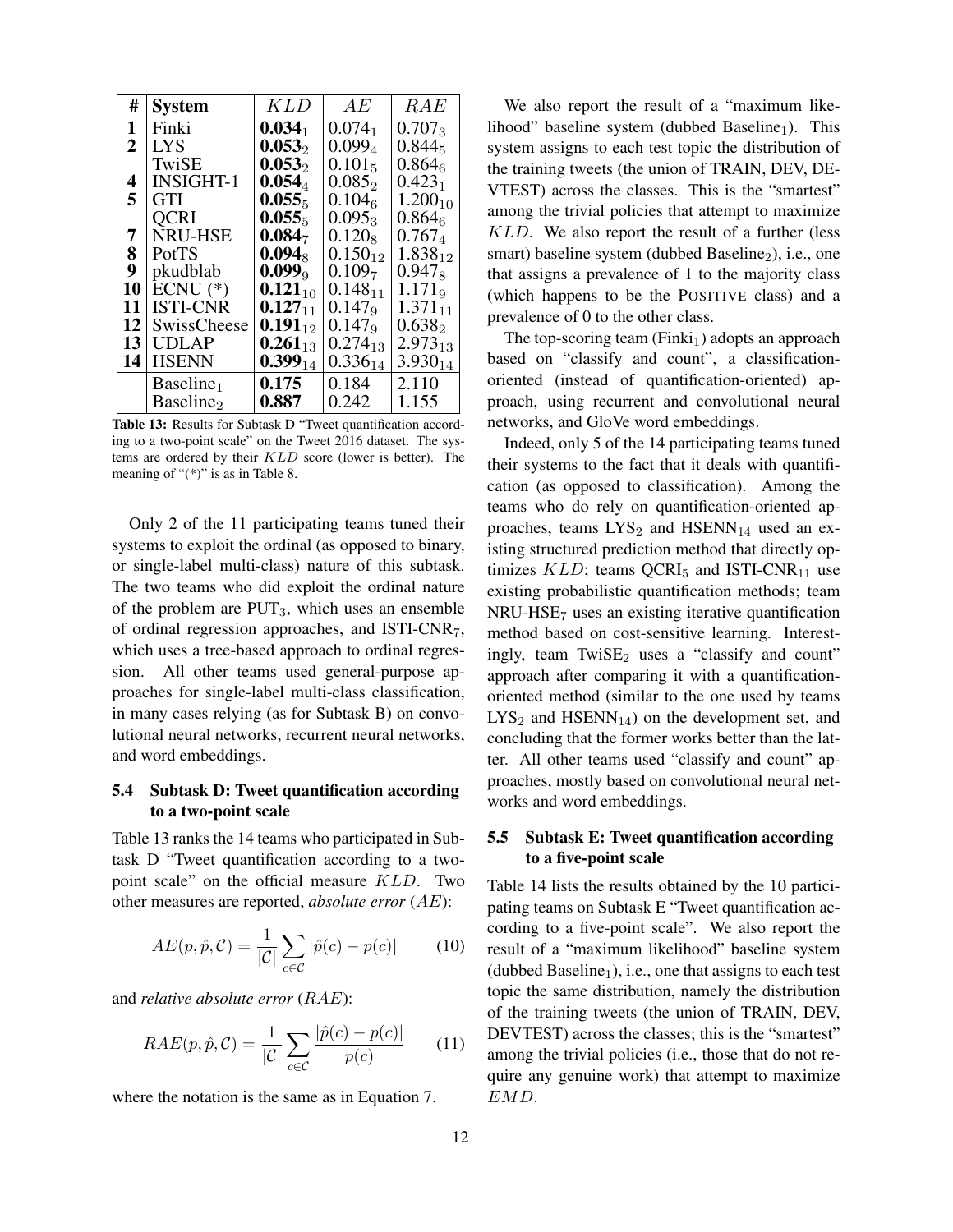| # | System | $KLD$ | $AE$ | $RAE$ |
|---|---|---|---|---|
| 1 | Finki | $\mathbf{0.034}_1$ | $0.074_1$ | $0.707_3$ |
| 2 | LYS | $\mathbf{0.053}_2$ | $0.099_4$ | $0.844_5$ |
| | TwiSE | $\mathbf{0.053}_2$ | $0.101_5$ | $0.864_6$ |
| 4 | INSIGHT-1 | $\mathbf{0.054}_4$ | $0.085_2$ | $0.423_1$ |
| 5 | GTI | $\mathbf{0.055}_5$ | $0.104_6$ | $1.200_{10}$ |
| | QCRI | $\mathbf{0.055}_5$ | $0.095_3$ | $0.864_6$ |
| 7 | NRU-HSE | $\mathbf{0.084}_7$ | $0.120_8$ | $0.767_4$ |
| 8 | PotTS | $\mathbf{0.094}_8$ | $0.150_{12}$ | $1.838_{12}$ |
| 9 | pkudblab | $\mathbf{0.099}_9$ | $0.109_7$ | $0.947_8$ |
| 10 | ECNU (*) | $\mathbf{0.121}_{10}$ | $0.148_{11}$ | $1.171_9$ |
| 11 | ISTI-CNR | $\mathbf{0.127}_{11}$ | $0.147_9$ | $1.371_{11}$ |
| 12 | SwissCheese | $\mathbf{0.191}_{12}$ | $0.147_9$ | $0.638_2$ |
| 13 | UDLAP | $\mathbf{0.261}_{13}$ | $0.274_{13}$ | $2.973_{13}$ |
| 14 | HSENN | $\mathbf{0.399}_{14}$ | $0.336_{14}$ | $3.930_{14}$ |
| | $\text{Baseline}_1$ | **0.175** | 0.184 | 2.110 |
| | $\text{Baseline}_2$ | **0.887** | 0.242 | 1.155 |

**Table 13:** Results for Subtask D "Tweet quantification according to a two-point scale" on the Tweet 2016 dataset. The systems are ordered by their $KLD$ score (lower is better). The meaning of "(*)" is as in Table 8.

Only 2 of the 11 participating teams tuned their systems to exploit the ordinal (as opposed to binary, or single-label multi-class) nature of this subtask. The two teams who did exploit the ordinal nature of the problem are $\text{PUT}_3$, which uses an ensemble of ordinal regression approaches, and $\text{ISTI-CNR}_7$, which uses a tree-based approach to ordinal regression. All other teams used general-purpose approaches for single-label multi-class classification, in many cases relying (as for Subtask B) on convolutional neural networks, recurrent neural networks, and word embeddings.

### 5.4 Subtask D: Tweet quantification according to a two-point scale

Table 13 ranks the 14 teams who participated in Subtask D "Tweet quantification according to a two-point scale" on the official measure $KLD$. Two other measures are reported, *absolute error* ($AE$):

$$AE(p, \hat{p}, \mathcal{C}) = \frac{1}{|\mathcal{C}|} \sum_{c \in \mathcal{C}} |\hat{p}(c) - p(c)| \qquad (10)$$

and *relative absolute error* ($RAE$):

$$RAE(p, \hat{p}, \mathcal{C}) = \frac{1}{|\mathcal{C}|} \sum_{c \in \mathcal{C}} \frac{|\hat{p}(c) - p(c)|}{p(c)} \qquad (11)$$

where the notation is the same as in Equation 7.

We also report the result of a "maximum likelihood" baseline system (dubbed $\text{Baseline}_1$). This system assigns to each test topic the distribution of the training tweets (the union of TRAIN, DEV, DEVTEST) across the classes. This is the "smartest" among the trivial policies that attempt to maximize $KLD$. We also report the result of a further (less smart) baseline system (dubbed $\text{Baseline}_2$), i.e., one that assigns a prevalence of 1 to the majority class (which happens to be the POSITIVE class) and a prevalence of 0 to the other class.

The top-scoring team ($\text{Finki}_1$) adopts an approach based on "classify and count", a classification-oriented (instead of quantification-oriented) approach, using recurrent and convolutional neural networks, and GloVe word embeddings.

Indeed, only 5 of the 14 participating teams tuned their systems to the fact that it deals with quantification (as opposed to classification). Among the teams who do rely on quantification-oriented approaches, teams $\text{LYS}_2$ and $\text{HSENN}_{14}$ used an existing structured prediction method that directly optimizes $KLD$; teams $\text{QCRI}_5$ and $\text{ISTI-CNR}_{11}$ use existing probabilistic quantification methods; team $\text{NRU-HSE}_7$ uses an existing iterative quantification method based on cost-sensitive learning. Interestingly, team $\text{TwiSE}_2$ uses a "classify and count" approach after comparing it with a quantification-oriented method (similar to the one used by teams $\text{LYS}_2$ and $\text{HSENN}_{14}$) on the development set, and concluding that the former works better than the latter. All other teams used "classify and count" approaches, mostly based on convolutional neural networks and word embeddings.

### 5.5 Subtask E: Tweet quantification according to a five-point scale

Table 14 lists the results obtained by the 10 participating teams on Subtask E "Tweet quantification according to a five-point scale". We also report the result of a "maximum likelihood" baseline system (dubbed $\text{Baseline}_1$), i.e., one that assigns to each test topic the same distribution, namely the distribution of the training tweets (the union of TRAIN, DEV, DEVTEST) across the classes; this is the "smartest" among the trivial policies (i.e., those that do not require any genuine work) that attempt to maximize $EMD$.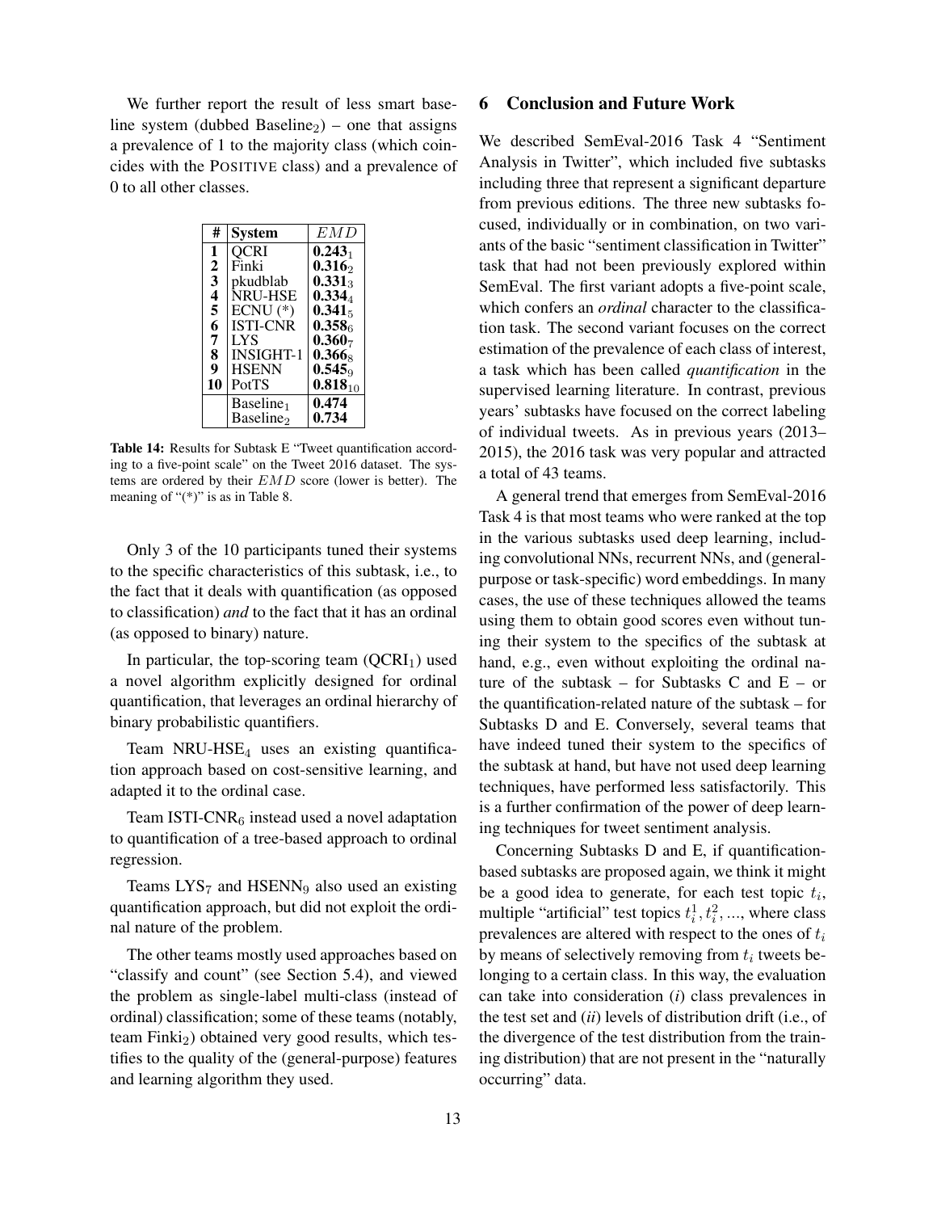We further report the result of less smart baseline system (dubbed $\text{Baseline}_2$) – one that assigns a prevalence of 1 to the majority class (which coincides with the POSITIVE class) and a prevalence of 0 to all other classes.

| # | System | $EMD$ |
|---|---|---|
| 1 | QCRI | **$0.243_1$** |
| 2 | Finki | **$0.316_2$** |
| 3 | pkudblab | **$0.331_3$** |
| 4 | NRU-HSE | **$0.334_4$** |
| 5 | ECNU (*) | **$0.341_5$** |
| 6 | ISTI-CNR | **$0.358_6$** |
| 7 | LYS | **$0.360_7$** |
| 8 | INSIGHT-1 | **$0.366_8$** |
| 9 | HSENN | **$0.545_9$** |
| 10 | PotTS | **$0.818_{10}$** |
| | $\text{Baseline}_1$ | **0.474** |
| | $\text{Baseline}_2$ | **0.734** |

**Table 14:** Results for Subtask E "Tweet quantification according to a five-point scale" on the Tweet 2016 dataset. The systems are ordered by their $EMD$ score (lower is better). The meaning of "(*)" is as in Table 8.

Only 3 of the 10 participants tuned their systems to the specific characteristics of this subtask, i.e., to the fact that it deals with quantification (as opposed to classification) *and* to the fact that it has an ordinal (as opposed to binary) nature.

In particular, the top-scoring team ($\text{QCRI}_1$) used a novel algorithm explicitly designed for ordinal quantification, that leverages an ordinal hierarchy of binary probabilistic quantifiers.

Team $\text{NRU-HSE}_4$ uses an existing quantification approach based on cost-sensitive learning, and adapted it to the ordinal case.

Team $\text{ISTI-CNR}_6$ instead used a novel adaptation to quantification of a tree-based approach to ordinal regression.

Teams $\text{LYS}_7$ and $\text{HSENN}_9$ also used an existing quantification approach, but did not exploit the ordinal nature of the problem.

The other teams mostly used approaches based on "classify and count" (see Section 5.4), and viewed the problem as single-label multi-class (instead of ordinal) classification; some of these teams (notably, team $\text{Finki}_2$) obtained very good results, which testifies to the quality of the (general-purpose) features and learning algorithm they used.

## 6 Conclusion and Future Work

We described SemEval-2016 Task 4 "Sentiment Analysis in Twitter", which included five subtasks including three that represent a significant departure from previous editions. The three new subtasks focused, individually or in combination, on two variants of the basic "sentiment classification in Twitter" task that had not been previously explored within SemEval. The first variant adopts a five-point scale, which confers an *ordinal* character to the classification task. The second variant focuses on the correct estimation of the prevalence of each class of interest, a task which has been called *quantification* in the supervised learning literature. In contrast, previous years' subtasks have focused on the correct labeling of individual tweets. As in previous years (2013–2015), the 2016 task was very popular and attracted a total of 43 teams.

A general trend that emerges from SemEval-2016 Task 4 is that most teams who were ranked at the top in the various subtasks used deep learning, including convolutional NNs, recurrent NNs, and (general-purpose or task-specific) word embeddings. In many cases, the use of these techniques allowed the teams using them to obtain good scores even without tuning their system to the specifics of the subtask at hand, e.g., even without exploiting the ordinal nature of the subtask – for Subtasks C and E – or the quantification-related nature of the subtask – for Subtasks D and E. Conversely, several teams that have indeed tuned their system to the specifics of the subtask at hand, but have not used deep learning techniques, have performed less satisfactorily. This is a further confirmation of the power of deep learning techniques for tweet sentiment analysis.

Concerning Subtasks D and E, if quantification-based subtasks are proposed again, we think it might be a good idea to generate, for each test topic $t_i$, multiple "artificial" test topics $t_i^1, t_i^2, ...$, where class prevalences are altered with respect to the ones of $t_i$ by means of selectively removing from $t_i$ tweets belonging to a certain class. In this way, the evaluation can take into consideration (*i*) class prevalences in the test set and (*ii*) levels of distribution drift (i.e., of the divergence of the test distribution from the training distribution) that are not present in the "naturally occurring" data.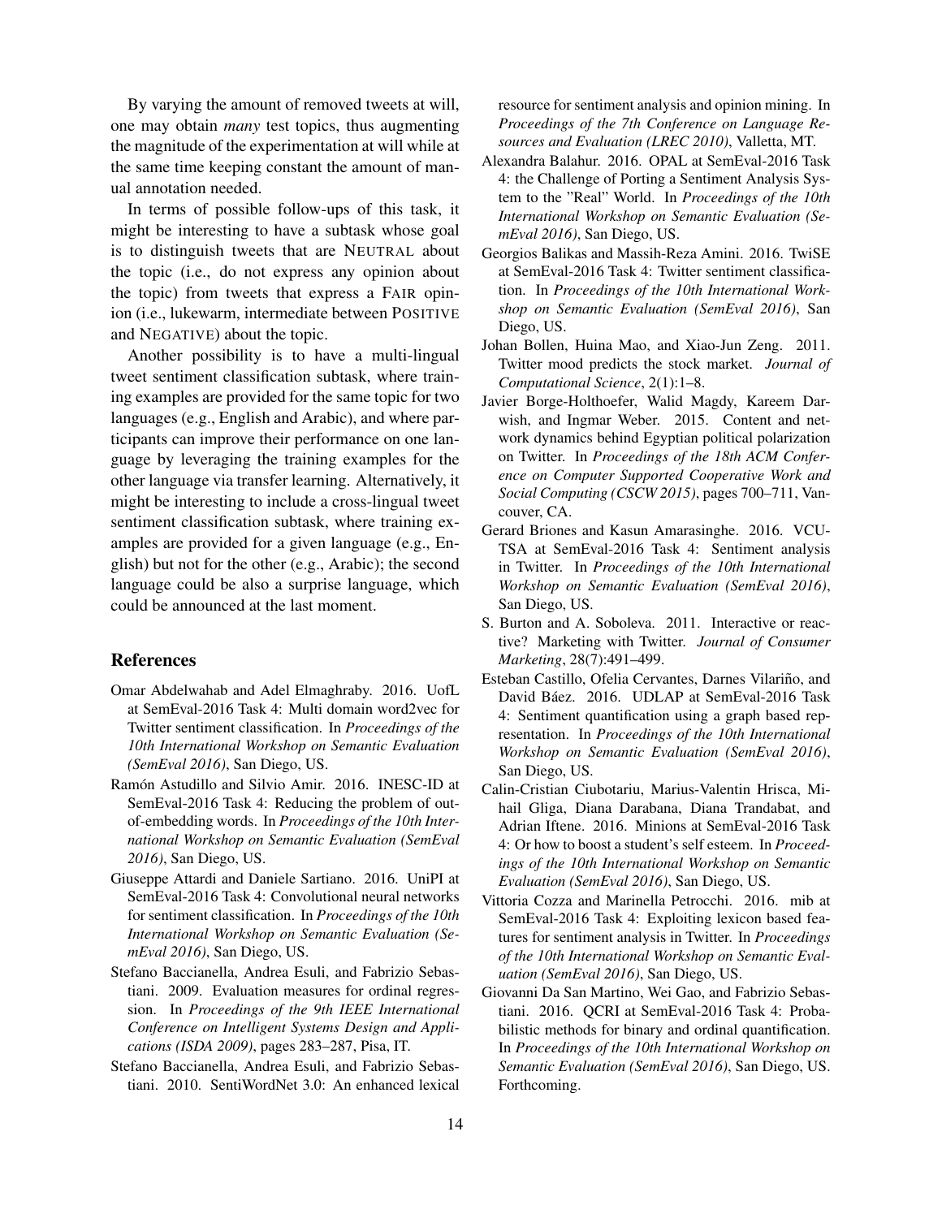By varying the amount of removed tweets at will, one may obtain *many* test topics, thus augmenting the magnitude of the experimentation at will while at the same time keeping constant the amount of manual annotation needed.

In terms of possible follow-ups of this task, it might be interesting to have a subtask whose goal is to distinguish tweets that are NEUTRAL about the topic (i.e., do not express any opinion about the topic) from tweets that express a FAIR opinion (i.e., lukewarm, intermediate between POSITIVE and NEGATIVE) about the topic.

Another possibility is to have a multi-lingual tweet sentiment classification subtask, where training examples are provided for the same topic for two languages (e.g., English and Arabic), and where participants can improve their performance on one language by leveraging the training examples for the other language via transfer learning. Alternatively, it might be interesting to include a cross-lingual tweet sentiment classification subtask, where training examples are provided for a given language (e.g., English) but not for the other (e.g., Arabic); the second language could be also a surprise language, which could be announced at the last moment.

## References

Omar Abdelwahab and Adel Elmaghraby. 2016. UofL at SemEval-2016 Task 4: Multi domain word2vec for Twitter sentiment classification. In *Proceedings of the 10th International Workshop on Semantic Evaluation (SemEval 2016)*, San Diego, US.

Ramón Astudillo and Silvio Amir. 2016. INESC-ID at SemEval-2016 Task 4: Reducing the problem of out-of-embedding words. In *Proceedings of the 10th International Workshop on Semantic Evaluation (SemEval 2016)*, San Diego, US.

Giuseppe Attardi and Daniele Sartiano. 2016. UniPI at SemEval-2016 Task 4: Convolutional neural networks for sentiment classification. In *Proceedings of the 10th International Workshop on Semantic Evaluation (SemEval 2016)*, San Diego, US.

Stefano Baccianella, Andrea Esuli, and Fabrizio Sebastiani. 2009. Evaluation measures for ordinal regression. In *Proceedings of the 9th IEEE International Conference on Intelligent Systems Design and Applications (ISDA 2009)*, pages 283–287, Pisa, IT.

Stefano Baccianella, Andrea Esuli, and Fabrizio Sebastiani. 2010. SentiWordNet 3.0: An enhanced lexical resource for sentiment analysis and opinion mining. In *Proceedings of the 7th Conference on Language Resources and Evaluation (LREC 2010)*, Valletta, MT.

Alexandra Balahur. 2016. OPAL at SemEval-2016 Task 4: the Challenge of Porting a Sentiment Analysis System to the "Real" World. In *Proceedings of the 10th International Workshop on Semantic Evaluation (SemEval 2016)*, San Diego, US.

Georgios Balikas and Massih-Reza Amini. 2016. TwiSE at SemEval-2016 Task 4: Twitter sentiment classification. In *Proceedings of the 10th International Workshop on Semantic Evaluation (SemEval 2016)*, San Diego, US.

Johan Bollen, Huina Mao, and Xiao-Jun Zeng. 2011. Twitter mood predicts the stock market. *Journal of Computational Science*, 2(1):1–8.

Javier Borge-Holthoefer, Walid Magdy, Kareem Darwish, and Ingmar Weber. 2015. Content and network dynamics behind Egyptian political polarization on Twitter. In *Proceedings of the 18th ACM Conference on Computer Supported Cooperative Work and Social Computing (CSCW 2015)*, pages 700–711, Vancouver, CA.

Gerard Briones and Kasun Amarasinghe. 2016. VCU-TSA at SemEval-2016 Task 4: Sentiment analysis in Twitter. In *Proceedings of the 10th International Workshop on Semantic Evaluation (SemEval 2016)*, San Diego, US.

S. Burton and A. Soboleva. 2011. Interactive or reactive? Marketing with Twitter. *Journal of Consumer Marketing*, 28(7):491–499.

Esteban Castillo, Ofelia Cervantes, Darnes Vilariño, and David Báez. 2016. UDLAP at SemEval-2016 Task 4: Sentiment quantification using a graph based representation. In *Proceedings of the 10th International Workshop on Semantic Evaluation (SemEval 2016)*, San Diego, US.

Calin-Cristian Ciubotariu, Marius-Valentin Hrisca, Mihail Gliga, Diana Darabana, Diana Trandabat, and Adrian Iftene. 2016. Minions at SemEval-2016 Task 4: Or how to boost a student's self esteem. In *Proceedings of the 10th International Workshop on Semantic Evaluation (SemEval 2016)*, San Diego, US.

Vittoria Cozza and Marinella Petrocchi. 2016. mib at SemEval-2016 Task 4: Exploiting lexicon based features for sentiment analysis in Twitter. In *Proceedings of the 10th International Workshop on Semantic Evaluation (SemEval 2016)*, San Diego, US.

Giovanni Da San Martino, Wei Gao, and Fabrizio Sebastiani. 2016. QCRI at SemEval-2016 Task 4: Probabilistic methods for binary and ordinal quantification. In *Proceedings of the 10th International Workshop on Semantic Evaluation (SemEval 2016)*, San Diego, US. Forthcoming.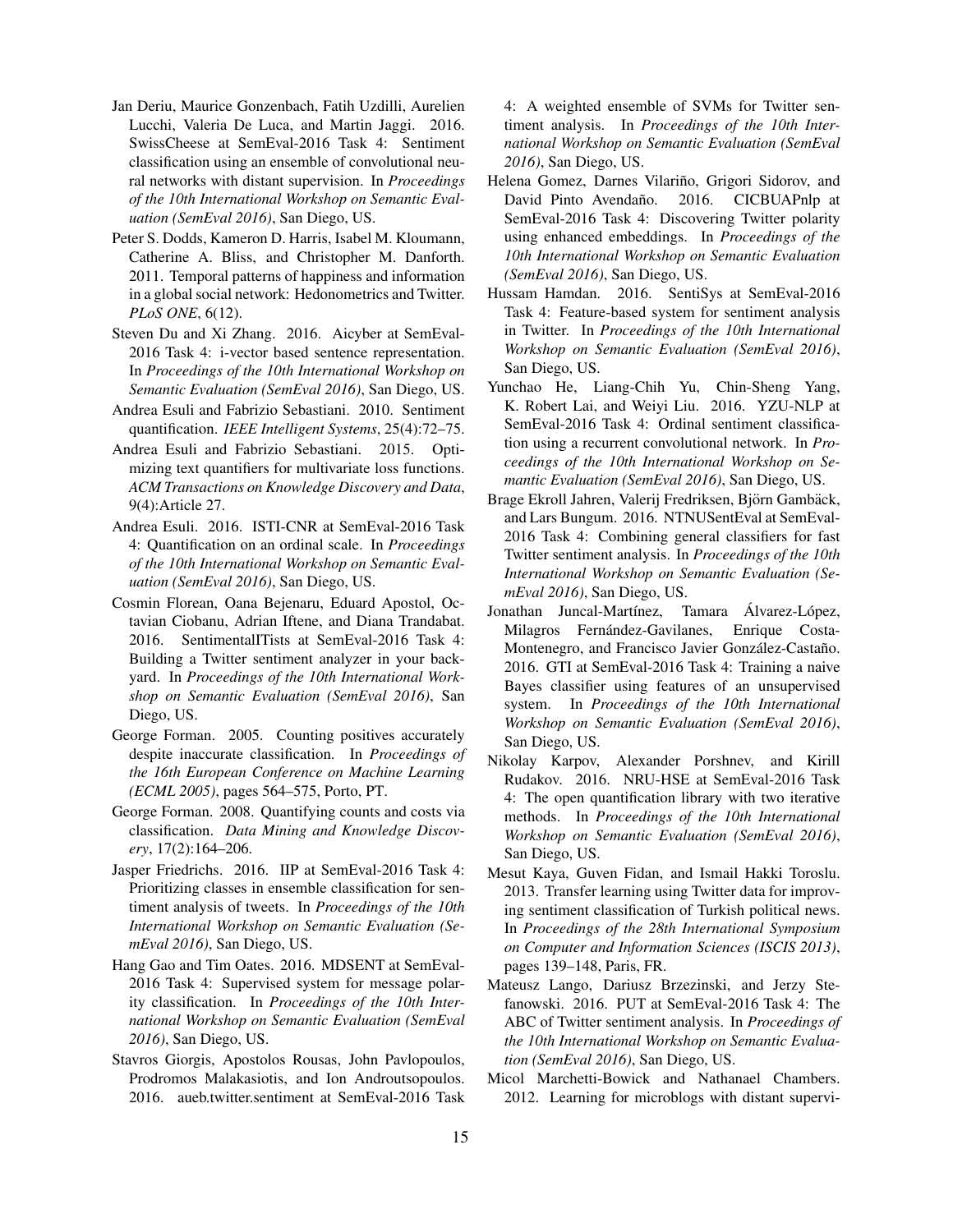Jan Deriu, Maurice Gonzenbach, Fatih Uzdilli, Aurelien Lucchi, Valeria De Luca, and Martin Jaggi. 2016. SwissCheese at SemEval-2016 Task 4: Sentiment classification using an ensemble of convolutional neural networks with distant supervision. In *Proceedings of the 10th International Workshop on Semantic Evaluation (SemEval 2016)*, San Diego, US.

Peter S. Dodds, Kameron D. Harris, Isabel M. Kloumann, Catherine A. Bliss, and Christopher M. Danforth. 2011. Temporal patterns of happiness and information in a global social network: Hedonometrics and Twitter. *PLoS ONE*, 6(12).

Steven Du and Xi Zhang. 2016. Aicyber at SemEval-2016 Task 4: i-vector based sentence representation. In *Proceedings of the 10th International Workshop on Semantic Evaluation (SemEval 2016)*, San Diego, US.

Andrea Esuli and Fabrizio Sebastiani. 2010. Sentiment quantification. *IEEE Intelligent Systems*, 25(4):72–75.

Andrea Esuli and Fabrizio Sebastiani. 2015. Optimizing text quantifiers for multivariate loss functions. *ACM Transactions on Knowledge Discovery and Data*, 9(4):Article 27.

Andrea Esuli. 2016. ISTI-CNR at SemEval-2016 Task 4: Quantification on an ordinal scale. In *Proceedings of the 10th International Workshop on Semantic Evaluation (SemEval 2016)*, San Diego, US.

Cosmin Florean, Oana Bejenaru, Eduard Apostol, Octavian Ciobanu, Adrian Iftene, and Diana Trandabat. 2016. SentimentalITists at SemEval-2016 Task 4: Building a Twitter sentiment analyzer in your backyard. In *Proceedings of the 10th International Workshop on Semantic Evaluation (SemEval 2016)*, San Diego, US.

George Forman. 2005. Counting positives accurately despite inaccurate classification. In *Proceedings of the 16th European Conference on Machine Learning (ECML 2005)*, pages 564–575, Porto, PT.

George Forman. 2008. Quantifying counts and costs via classification. *Data Mining and Knowledge Discovery*, 17(2):164–206.

Jasper Friedrichs. 2016. IIP at SemEval-2016 Task 4: Prioritizing classes in ensemble classification for sentiment analysis of tweets. In *Proceedings of the 10th International Workshop on Semantic Evaluation (SemEval 2016)*, San Diego, US.

Hang Gao and Tim Oates. 2016. MDSENT at SemEval-2016 Task 4: Supervised system for message polarity classification. In *Proceedings of the 10th International Workshop on Semantic Evaluation (SemEval 2016)*, San Diego, US.

Stavros Giorgis, Apostolos Rousas, John Pavlopoulos, Prodromos Malakasiotis, and Ion Androutsopoulos. 2016. aueb.twitter.sentiment at SemEval-2016 Task 4: A weighted ensemble of SVMs for Twitter sentiment analysis. In *Proceedings of the 10th International Workshop on Semantic Evaluation (SemEval 2016)*, San Diego, US.

Helena Gomez, Darnes Vilariño, Grigori Sidorov, and David Pinto Avendaño. 2016. CICBUAPnlp at SemEval-2016 Task 4: Discovering Twitter polarity using enhanced embeddings. In *Proceedings of the 10th International Workshop on Semantic Evaluation (SemEval 2016)*, San Diego, US.

Hussam Hamdan. 2016. SentiSys at SemEval-2016 Task 4: Feature-based system for sentiment analysis in Twitter. In *Proceedings of the 10th International Workshop on Semantic Evaluation (SemEval 2016)*, San Diego, US.

Yunchao He, Liang-Chih Yu, Chin-Sheng Yang, K. Robert Lai, and Weiyi Liu. 2016. YZU-NLP at SemEval-2016 Task 4: Ordinal sentiment classification using a recurrent convolutional network. In *Proceedings of the 10th International Workshop on Semantic Evaluation (SemEval 2016)*, San Diego, US.

Brage Ekroll Jahren, Valerij Fredriksen, Björn Gambäck, and Lars Bungum. 2016. NTNUSentEval at SemEval-2016 Task 4: Combining general classifiers for fast Twitter sentiment analysis. In *Proceedings of the 10th International Workshop on Semantic Evaluation (SemEval 2016)*, San Diego, US.

Jonathan Juncal-Martínez, Tamara Álvarez-López, Milagros Fernández-Gavilanes, Enrique Costa-Montenegro, and Francisco Javier González-Castaño. 2016. GTI at SemEval-2016 Task 4: Training a naive Bayes classifier using features of an unsupervised system. In *Proceedings of the 10th International Workshop on Semantic Evaluation (SemEval 2016)*, San Diego, US.

Nikolay Karpov, Alexander Porshnev, and Kirill Rudakov. 2016. NRU-HSE at SemEval-2016 Task 4: The open quantification library with two iterative methods. In *Proceedings of the 10th International Workshop on Semantic Evaluation (SemEval 2016)*, San Diego, US.

Mesut Kaya, Guven Fidan, and Ismail Hakki Toroslu. 2013. Transfer learning using Twitter data for improving sentiment classification of Turkish political news. In *Proceedings of the 28th International Symposium on Computer and Information Sciences (ISCIS 2013)*, pages 139–148, Paris, FR.

Mateusz Lango, Dariusz Brzezinski, and Jerzy Stefanowski. 2016. PUT at SemEval-2016 Task 4: The ABC of Twitter sentiment analysis. In *Proceedings of the 10th International Workshop on Semantic Evaluation (SemEval 2016)*, San Diego, US.

Micol Marchetti-Bowick and Nathanael Chambers. 2012. Learning for microblogs with distant supervi-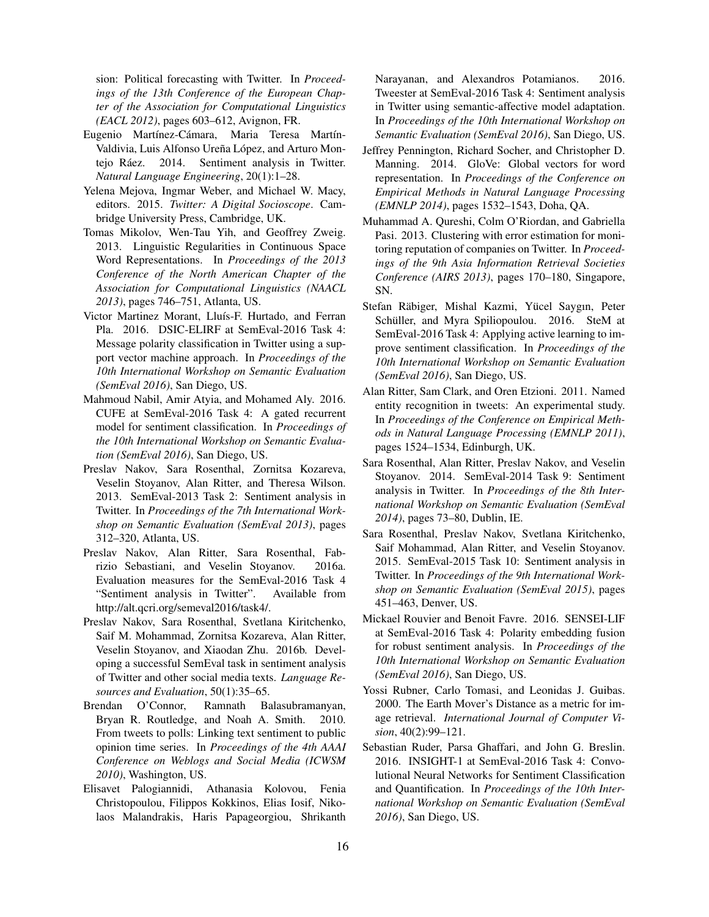sion: Political forecasting with Twitter. In *Proceedings of the 13th Conference of the European Chapter of the Association for Computational Linguistics (EACL 2012)*, pages 603–612, Avignon, FR.

Eugenio Martínez-Cámara, Maria Teresa Martín-Valdivia, Luis Alfonso Ureña López, and Arturo Montejo Ráez. 2014. Sentiment analysis in Twitter. *Natural Language Engineering*, 20(1):1–28.

Yelena Mejova, Ingmar Weber, and Michael W. Macy, editors. 2015. *Twitter: A Digital Socioscope*. Cambridge University Press, Cambridge, UK.

Tomas Mikolov, Wen-Tau Yih, and Geoffrey Zweig. 2013. Linguistic Regularities in Continuous Space Word Representations. In *Proceedings of the 2013 Conference of the North American Chapter of the Association for Computational Linguistics (NAACL 2013)*, pages 746–751, Atlanta, US.

Victor Martinez Morant, Lluís-F. Hurtado, and Ferran Pla. 2016. DSIC-ELIRF at SemEval-2016 Task 4: Message polarity classification in Twitter using a support vector machine approach. In *Proceedings of the 10th International Workshop on Semantic Evaluation (SemEval 2016)*, San Diego, US.

Mahmoud Nabil, Amir Atyia, and Mohamed Aly. 2016. CUFE at SemEval-2016 Task 4: A gated recurrent model for sentiment classification. In *Proceedings of the 10th International Workshop on Semantic Evaluation (SemEval 2016)*, San Diego, US.

Preslav Nakov, Sara Rosenthal, Zornitsa Kozareva, Veselin Stoyanov, Alan Ritter, and Theresa Wilson. 2013. SemEval-2013 Task 2: Sentiment analysis in Twitter. In *Proceedings of the 7th International Workshop on Semantic Evaluation (SemEval 2013)*, pages 312–320, Atlanta, US.

Preslav Nakov, Alan Ritter, Sara Rosenthal, Fabrizio Sebastiani, and Veselin Stoyanov. 2016a. Evaluation measures for the SemEval-2016 Task 4 "Sentiment analysis in Twitter". Available from http://alt.qcri.org/semeval2016/task4/.

Preslav Nakov, Sara Rosenthal, Svetlana Kiritchenko, Saif M. Mohammad, Zornitsa Kozareva, Alan Ritter, Veselin Stoyanov, and Xiaodan Zhu. 2016b. Developing a successful SemEval task in sentiment analysis of Twitter and other social media texts. *Language Resources and Evaluation*, 50(1):35–65.

Brendan O'Connor, Ramnath Balasubramanyan, Bryan R. Routledge, and Noah A. Smith. 2010. From tweets to polls: Linking text sentiment to public opinion time series. In *Proceedings of the 4th AAAI Conference on Weblogs and Social Media (ICWSM 2010)*, Washington, US.

Elisavet Palogiannidi, Athanasia Kolovou, Fenia Christopoulou, Filippos Kokkinos, Elias Iosif, Nikolaos Malandrakis, Haris Papageorgiou, Shrikanth Narayanan, and Alexandros Potamianos. 2016. Tweester at SemEval-2016 Task 4: Sentiment analysis in Twitter using semantic-affective model adaptation. In *Proceedings of the 10th International Workshop on Semantic Evaluation (SemEval 2016)*, San Diego, US.

Jeffrey Pennington, Richard Socher, and Christopher D. Manning. 2014. GloVe: Global vectors for word representation. In *Proceedings of the Conference on Empirical Methods in Natural Language Processing (EMNLP 2014)*, pages 1532–1543, Doha, QA.

Muhammad A. Qureshi, Colm O'Riordan, and Gabriella Pasi. 2013. Clustering with error estimation for monitoring reputation of companies on Twitter. In *Proceedings of the 9th Asia Information Retrieval Societies Conference (AIRS 2013)*, pages 170–180, Singapore, SN.

Stefan Räbiger, Mishal Kazmi, Yücel Saygın, Peter Schüller, and Myra Spiliopoulou. 2016. SteM at SemEval-2016 Task 4: Applying active learning to improve sentiment classification. In *Proceedings of the 10th International Workshop on Semantic Evaluation (SemEval 2016)*, San Diego, US.

Alan Ritter, Sam Clark, and Oren Etzioni. 2011. Named entity recognition in tweets: An experimental study. In *Proceedings of the Conference on Empirical Methods in Natural Language Processing (EMNLP 2011)*, pages 1524–1534, Edinburgh, UK.

Sara Rosenthal, Alan Ritter, Preslav Nakov, and Veselin Stoyanov. 2014. SemEval-2014 Task 9: Sentiment analysis in Twitter. In *Proceedings of the 8th International Workshop on Semantic Evaluation (SemEval 2014)*, pages 73–80, Dublin, IE.

Sara Rosenthal, Preslav Nakov, Svetlana Kiritchenko, Saif Mohammad, Alan Ritter, and Veselin Stoyanov. 2015. SemEval-2015 Task 10: Sentiment analysis in Twitter. In *Proceedings of the 9th International Workshop on Semantic Evaluation (SemEval 2015)*, pages 451–463, Denver, US.

Mickael Rouvier and Benoit Favre. 2016. SENSEI-LIF at SemEval-2016 Task 4: Polarity embedding fusion for robust sentiment analysis. In *Proceedings of the 10th International Workshop on Semantic Evaluation (SemEval 2016)*, San Diego, US.

Yossi Rubner, Carlo Tomasi, and Leonidas J. Guibas. 2000. The Earth Mover's Distance as a metric for image retrieval. *International Journal of Computer Vision*, 40(2):99–121.

Sebastian Ruder, Parsa Ghaffari, and John G. Breslin. 2016. INSIGHT-1 at SemEval-2016 Task 4: Convolutional Neural Networks for Sentiment Classification and Quantification. In *Proceedings of the 10th International Workshop on Semantic Evaluation (SemEval 2016)*, San Diego, US.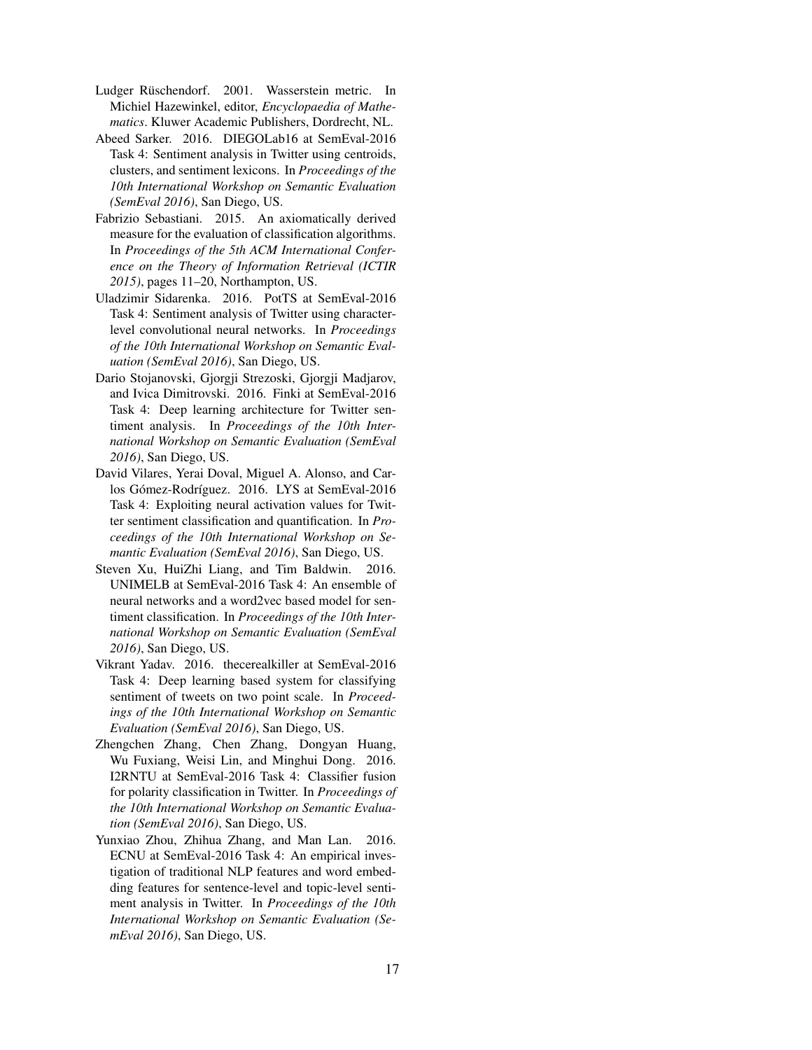Ludger Rüschendorf. 2001. Wasserstein metric. In Michiel Hazewinkel, editor, *Encyclopaedia of Mathematics*. Kluwer Academic Publishers, Dordrecht, NL.

Abeed Sarker. 2016. DIEGOLab16 at SemEval-2016 Task 4: Sentiment analysis in Twitter using centroids, clusters, and sentiment lexicons. In *Proceedings of the 10th International Workshop on Semantic Evaluation (SemEval 2016)*, San Diego, US.

Fabrizio Sebastiani. 2015. An axiomatically derived measure for the evaluation of classification algorithms. In *Proceedings of the 5th ACM International Conference on the Theory of Information Retrieval (ICTIR 2015)*, pages 11–20, Northampton, US.

Uladzimir Sidarenka. 2016. PotTS at SemEval-2016 Task 4: Sentiment analysis of Twitter using character-level convolutional neural networks. In *Proceedings of the 10th International Workshop on Semantic Evaluation (SemEval 2016)*, San Diego, US.

Dario Stojanovski, Gjorgji Strezoski, Gjorgji Madjarov, and Ivica Dimitrovski. 2016. Finki at SemEval-2016 Task 4: Deep learning architecture for Twitter sentiment analysis. In *Proceedings of the 10th International Workshop on Semantic Evaluation (SemEval 2016)*, San Diego, US.

David Vilares, Yerai Doval, Miguel A. Alonso, and Carlos Gómez-Rodríguez. 2016. LYS at SemEval-2016 Task 4: Exploiting neural activation values for Twitter sentiment classification and quantification. In *Proceedings of the 10th International Workshop on Semantic Evaluation (SemEval 2016)*, San Diego, US.

Steven Xu, HuiZhi Liang, and Tim Baldwin. 2016. UNIMELB at SemEval-2016 Task 4: An ensemble of neural networks and a word2vec based model for sentiment classification. In *Proceedings of the 10th International Workshop on Semantic Evaluation (SemEval 2016)*, San Diego, US.

Vikrant Yadav. 2016. thecerealkiller at SemEval-2016 Task 4: Deep learning based system for classifying sentiment of tweets on two point scale. In *Proceedings of the 10th International Workshop on Semantic Evaluation (SemEval 2016)*, San Diego, US.

Zhengchen Zhang, Chen Zhang, Dongyan Huang, Wu Fuxiang, Weisi Lin, and Minghui Dong. 2016. I2RNTU at SemEval-2016 Task 4: Classifier fusion for polarity classification in Twitter. In *Proceedings of the 10th International Workshop on Semantic Evaluation (SemEval 2016)*, San Diego, US.

Yunxiao Zhou, Zhihua Zhang, and Man Lan. 2016. ECNU at SemEval-2016 Task 4: An empirical investigation of traditional NLP features and word embedding features for sentence-level and topic-level sentiment analysis in Twitter. In *Proceedings of the 10th International Workshop on Semantic Evaluation (SemEval 2016)*, San Diego, US.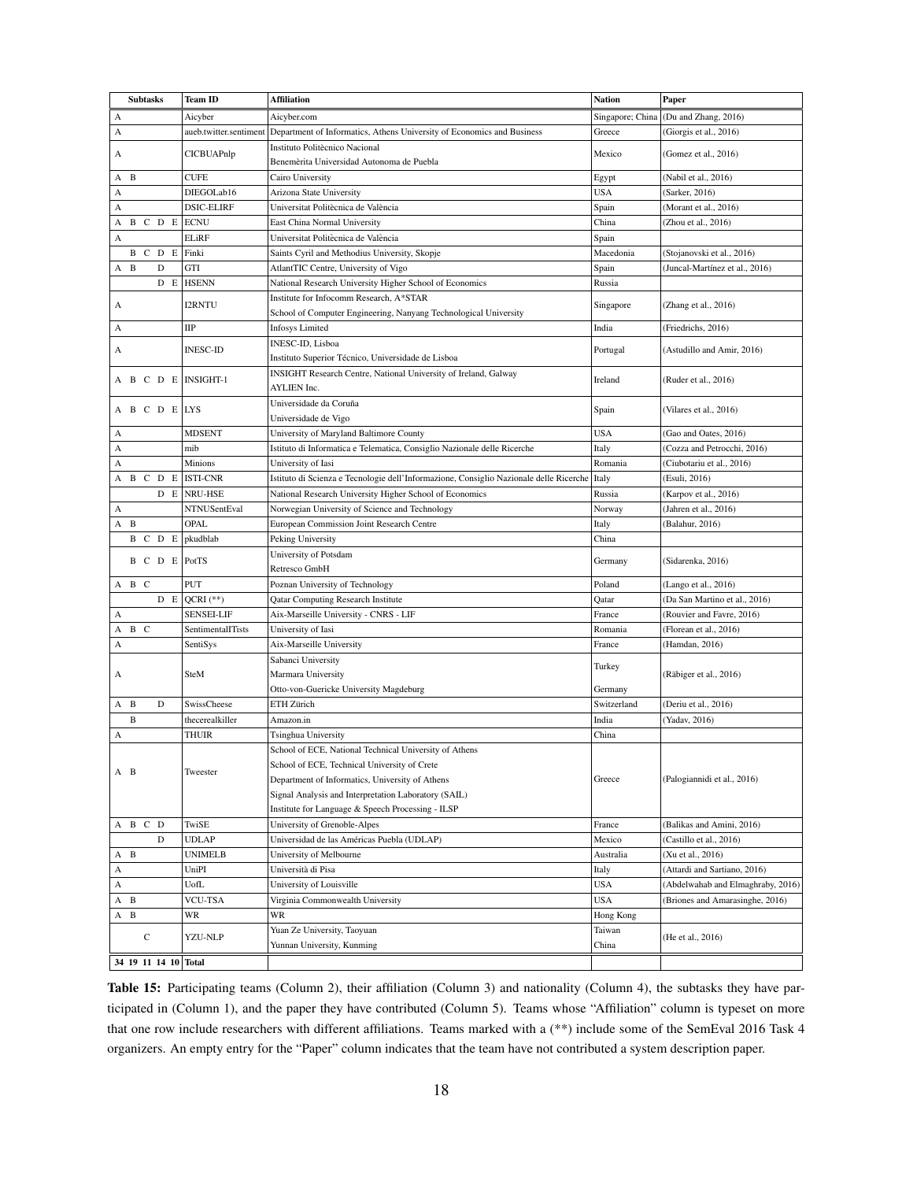| Subtasks | Team ID | Affiliation | Nation | Paper |
|---|---|---|---|---|
| A | Aicyber | Aicyber.com | Singapore; China | (Du and Zhang, 2016) |
| A | aueb.twitter.sentiment | Department of Informatics, Athens University of Economics and Business | Greece | (Giorgis et al., 2016) |
| A | CICBUAPnlp | Instituto Politècnico Nacional<br>Benemèrita Universidad Autonoma de Puebla | Mexico | (Gomez et al., 2016) |
| A B | CUFE | Cairo University | Egypt | (Nabil et al., 2016) |
| A | DIEGOLab16 | Arizona State University | USA | (Sarker, 2016) |
| A | DSIC-ELIRF | Universitat Politècnica de València | Spain | (Morant et al., 2016) |
| A B C D E | ECNU | East China Normal University | China | (Zhou et al., 2016) |
| A | ELiRF | Universitat Politècnica de València | Spain | |
| B C D E | Finki | Saints Cyril and Methodius University, Skopje | Macedonia | (Stojanovski et al., 2016) |
| A B D | GTI | AtlantTIC Centre, University of Vigo | Spain | (Juncal-Martínez et al., 2016) |
| D E | HSENN | National Research University Higher School of Economics | Russia | |
| A | I2RNTU | Institute for Infocomm Research, A*STAR<br>School of Computer Engineering, Nanyang Technological University | Singapore | (Zhang et al., 2016) |
| A | IIP | Infosys Limited | India | (Friedrichs, 2016) |
| A | INESC-ID | INESC-ID, Lisboa<br>Instituto Superior Técnico, Universidade de Lisboa | Portugal | (Astudillo and Amir, 2016) |
| A B C D E | INSIGHT-1 | INSIGHT Research Centre, National University of Ireland, Galway<br>AYLIEN Inc. | Ireland | (Ruder et al., 2016) |
| A B C D E | LYS | Universidade da Coruña<br>Universidade de Vigo | Spain | (Vilares et al., 2016) |
| A | MDSENT | University of Maryland Baltimore County | USA | (Gao and Oates, 2016) |
| A | mib | Istituto di Informatica e Telematica, Consiglio Nazionale delle Ricerche | Italy | (Cozza and Petrocchi, 2016) |
| A | Minions | University of Iasi | Romania | (Ciubotariu et al., 2016) |
| A B C D E | ISTI-CNR | Istituto di Scienza e Tecnologie dell'Informazione, Consiglio Nazionale delle Ricerche | Italy | (Esuli, 2016) |
| D E | NRU-HSE | National Research University Higher School of Economics | Russia | (Karpov et al., 2016) |
| A | NTNUSentEval | Norwegian University of Science and Technology | Norway | (Jahren et al., 2016) |
| A B | OPAL | European Commission Joint Research Centre | Italy | (Balahur, 2016) |
| B C D E | pkudblab | Peking University | China | |
| B C D E | PotTS | University of Potsdam<br>Retresco GmbH | Germany | (Sidarenka, 2016) |
| A B C | PUT | Poznan University of Technology | Poland | (Lango et al., 2016) |
| D E | QCRI (**) | Qatar Computing Research Institute | Qatar | (Da San Martino et al., 2016) |
| A | SENSEI-LIF | Aix-Marseille University - CNRS - LIF | France | (Rouvier and Favre, 2016) |
| A B C | SentimentalITists | University of Iasi | Romania | (Florean et al., 2016) |
| A | SentiSys | Aix-Marseille University | France | (Hamdan, 2016) |
| A | SteM | Sabanci University<br>Marmara University<br>Otto-von-Guericke University Magdeburg | Turkey<br><br>Germany | (Räbiger et al., 2016) |
| A B D | SwissCheese | ETH Zürich | Switzerland | (Deriu et al., 2016) |
| B | thecerealkiller | Amazon.in | India | (Yadav, 2016) |
| A | THUIR | Tsinghua University | China | |
| A B | Tweester | School of ECE, National Technical University of Athens<br>School of ECE, Technical University of Crete<br>Department of Informatics, University of Athens<br>Signal Analysis and Interpretation Laboratory (SAIL)<br>Institute for Language & Speech Processing - ILSP | Greece | (Palogiannidi et al., 2016) |
| A B C D | TwiSE | University of Grenoble-Alpes | France | (Balikas and Amini, 2016) |
| D | UDLAP | Universidad de las Américas Puebla (UDLAP) | Mexico | (Castillo et al., 2016) |
| A B | UNIMELB | University of Melbourne | Australia | (Xu et al., 2016) |
| A | UniPI | Università di Pisa | Italy | (Attardi and Sartiano, 2016) |
| A | UofL | University of Louisville | USA | (Abdelwahab and Elmaghraby, 2016) |
| A B | VCU-TSA | Virginia Commonwealth University | USA | (Briones and Amarasinghe, 2016) |
| A B | WR | WR | Hong Kong | |
| C | YZU-NLP | Yuan Ze University, Taoyuan<br>Yunnan University, Kunming | Taiwan<br>China | (He et al., 2016) |
| 34 19 11 14 10 | Total | | | |

**Table 15:** Participating teams (Column 2), their affiliation (Column 3) and nationality (Column 4), the subtasks they have participated in (Column 1), and the paper they have contributed (Column 5). Teams whose "Affiliation" column is typeset on more that one row include researchers with different affiliations. Teams marked with a (**) include some of the SemEval 2016 Task 4 organizers. An empty entry for the "Paper" column indicates that the team have not contributed a system description paper.